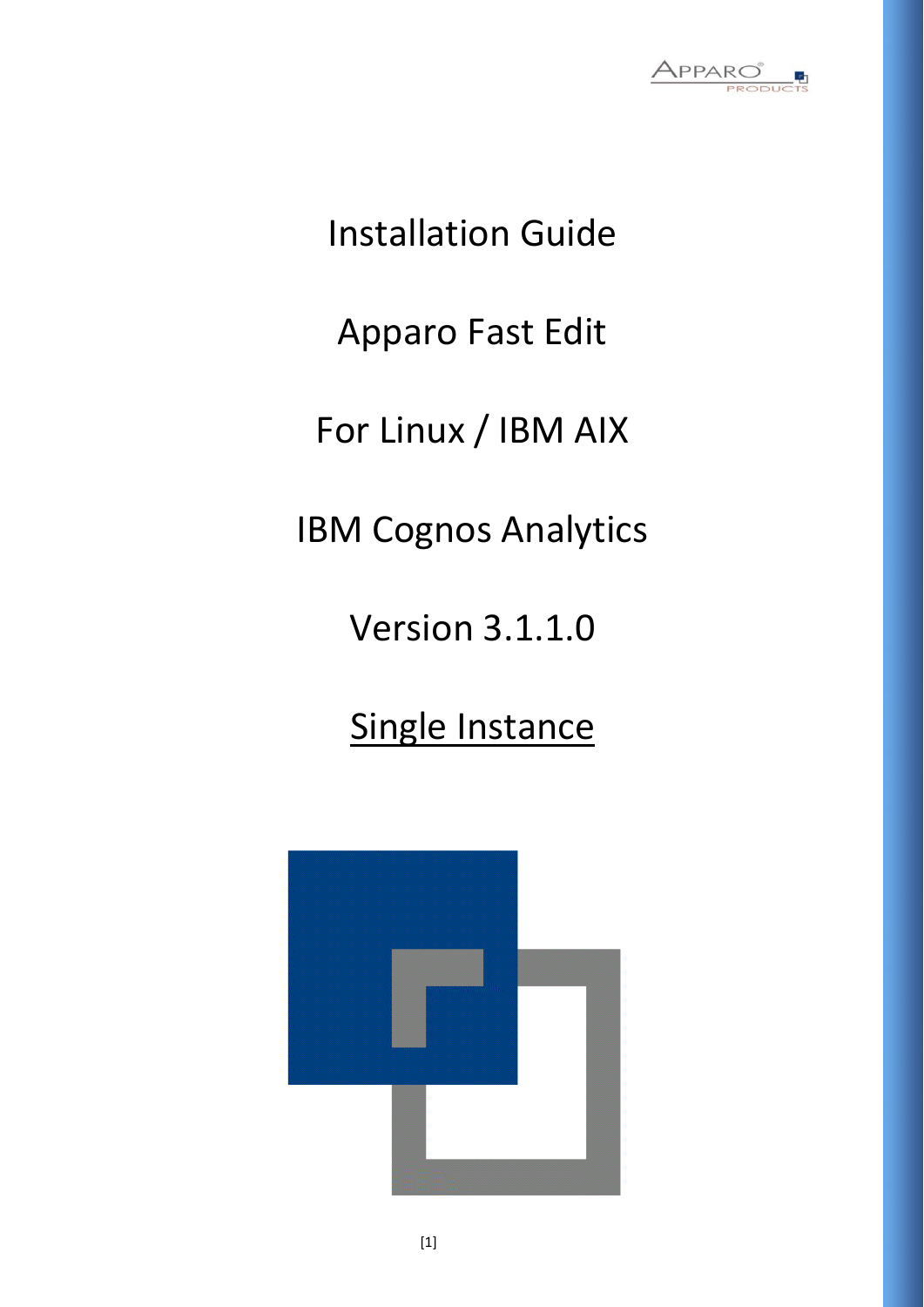# Installation Guide

# Apparo Fast Edit

# For Linux / IBM AIX

# IBM Cognos Analytics

# Version 3.1.1.0

# <u>Single Instance</u>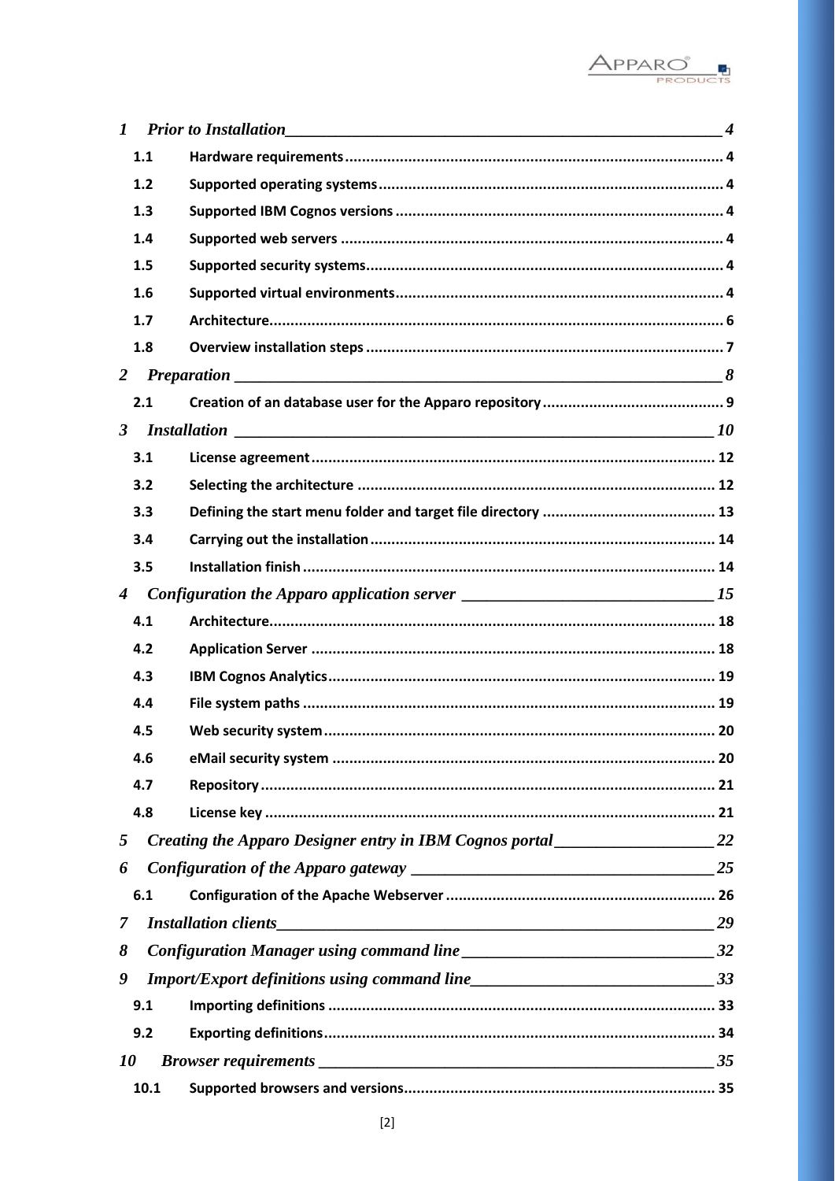1 *Prior to Installation* ... 4

- 1.1 **Hardware requirements** ... 4
- 1.2 **Supported operating systems** ... 4
- 1.3 **Supported IBM Cognos versions** ... 4
- 1.4 **Supported web servers** ... 4
- 1.5 **Supported security systems** ... 4
- 1.6 **Supported virtual environments** ... 4
- 1.7 **Architecture** ... 6
- 1.8 **Overview installation steps** ... 7

2 *Preparation* ... 8

- 2.1 **Creation of an database user for the Apparo repository** ... 9

3 *Installation* ... 10

- 3.1 **License agreement** ... 12
- 3.2 **Selecting the architecture** ... 12
- 3.3 **Defining the start menu folder and target file directory** ... 13
- 3.4 **Carrying out the installation** ... 14
- 3.5 **Installation finish** ... 14

4 *Configuration the Apparo application server* ... 15

- 4.1 **Architecture** ... 18
- 4.2 **Application Server** ... 18
- 4.3 **IBM Cognos Analytics** ... 19
- 4.4 **File system paths** ... 19
- 4.5 **Web security system** ... 20
- 4.6 **eMail security system** ... 20
- 4.7 **Repository** ... 21
- 4.8 **License key** ... 21

5 *Creating the Apparo Designer entry in IBM Cognos portal* ... 22

6 *Configuration of the Apparo gateway* ... 25

- 6.1 **Configuration of the Apache Webserver** ... 26

7 *Installation clients* ... 29

8 *Configuration Manager using command line* ... 32

9 *Import/Export definitions using command line* ... 33

- 9.1 **Importing definitions** ... 33
- 9.2 **Exporting definitions** ... 34

10 *Browser requirements* ... 35

- 10.1 **Supported browsers and versions** ... 35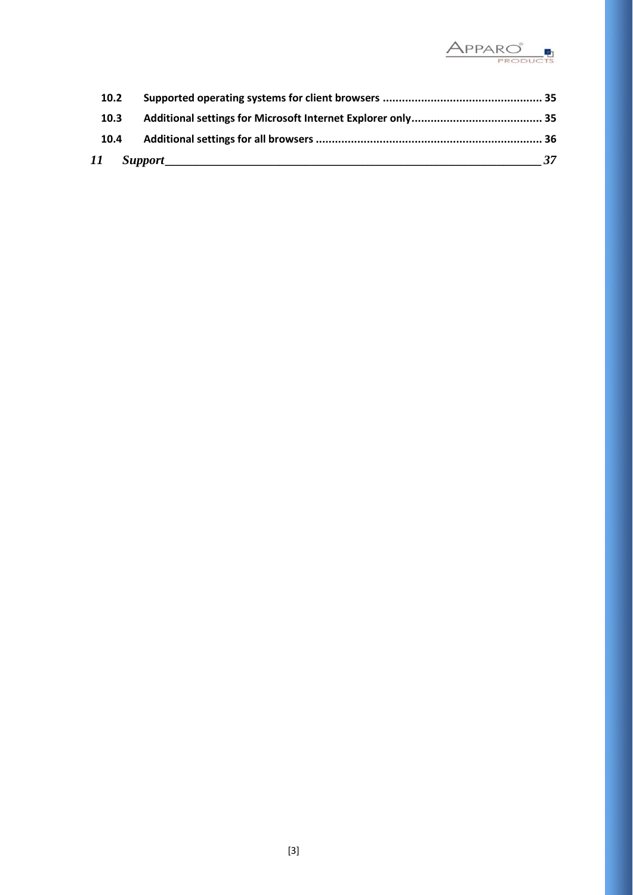**10.2 Supported operating systems for client browsers .................................................. 35**

**10.3 Additional settings for Microsoft Internet Explorer only......................................... 35**

**10.4 Additional settings for all browsers ...................................................................... 36**

***11 Support_____________________________________________________________ 37***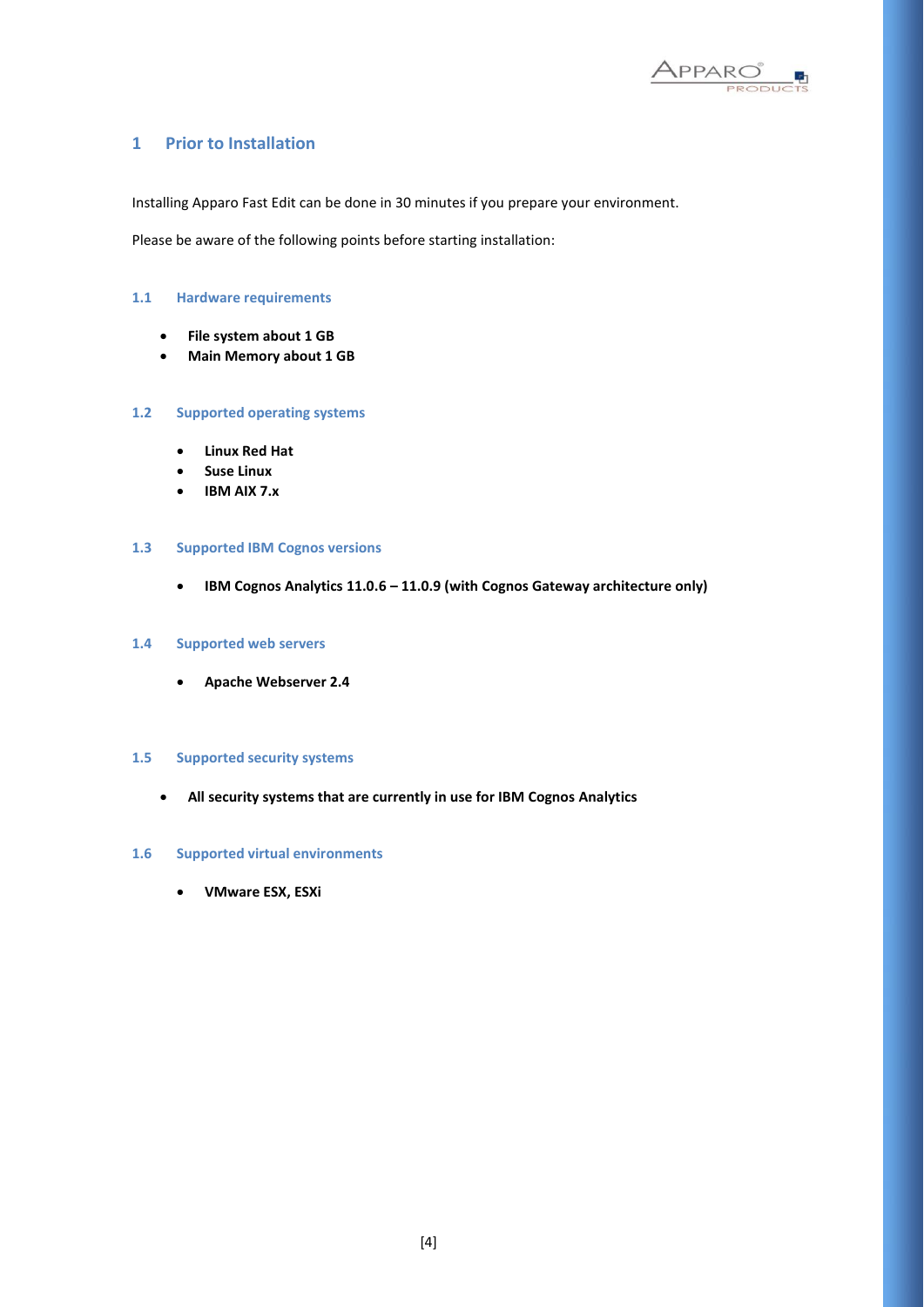# 1 Prior to Installation

Installing Apparo Fast Edit can be done in 30 minutes if you prepare your environment.

Please be aware of the following points before starting installation:

## 1.1 Hardware requirements

- **File system about 1 GB**
- **Main Memory about 1 GB**

## 1.2 Supported operating systems

- **Linux Red Hat**
- **Suse Linux**
- **IBM AIX 7.x**

## 1.3 Supported IBM Cognos versions

- **IBM Cognos Analytics 11.0.6 – 11.0.9 (with Cognos Gateway architecture only)**

## 1.4 Supported web servers

- **Apache Webserver 2.4**

## 1.5 Supported security systems

- **All security systems that are currently in use for IBM Cognos Analytics**

## 1.6 Supported virtual environments

- **VMware ESX, ESXi**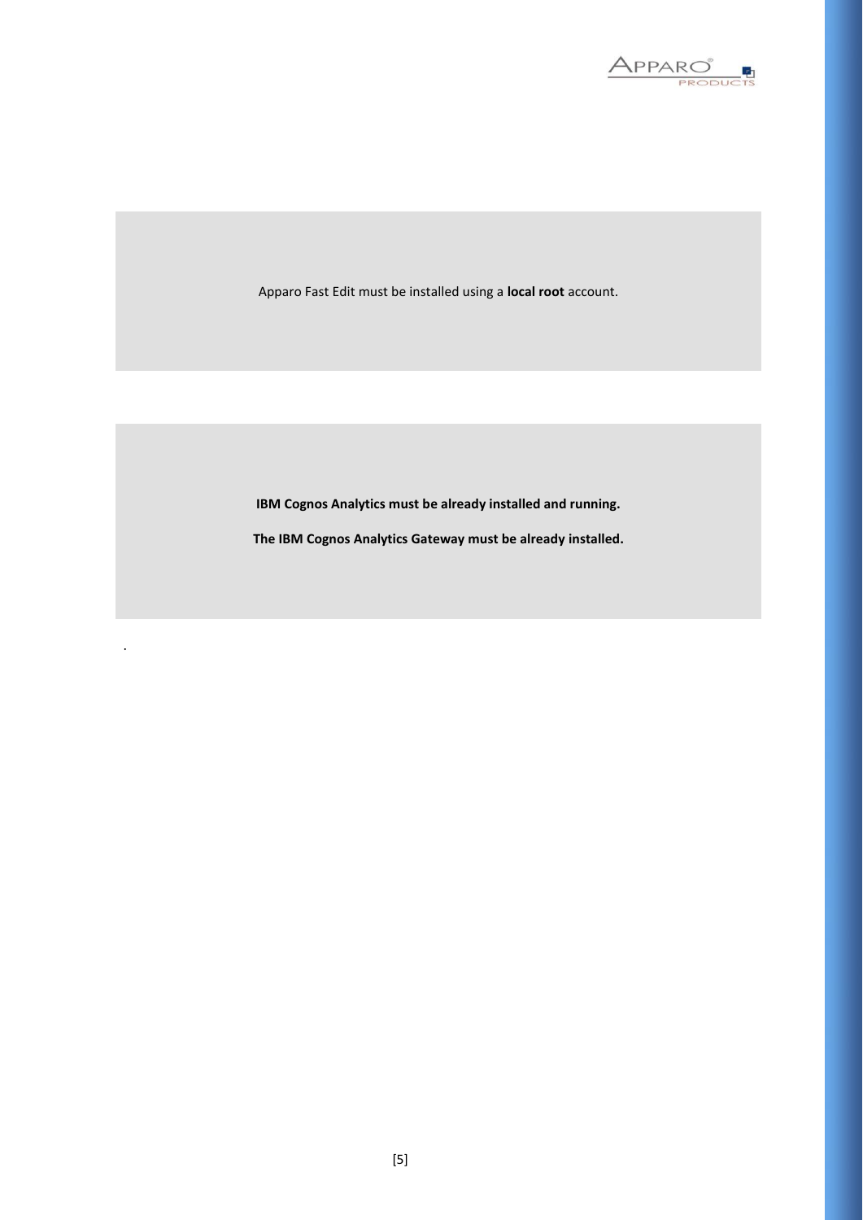Apparo Fast Edit must be installed using a **local root** account.

**IBM Cognos Analytics must be already installed and running.**

**The IBM Cognos Analytics Gateway must be already installed.**

.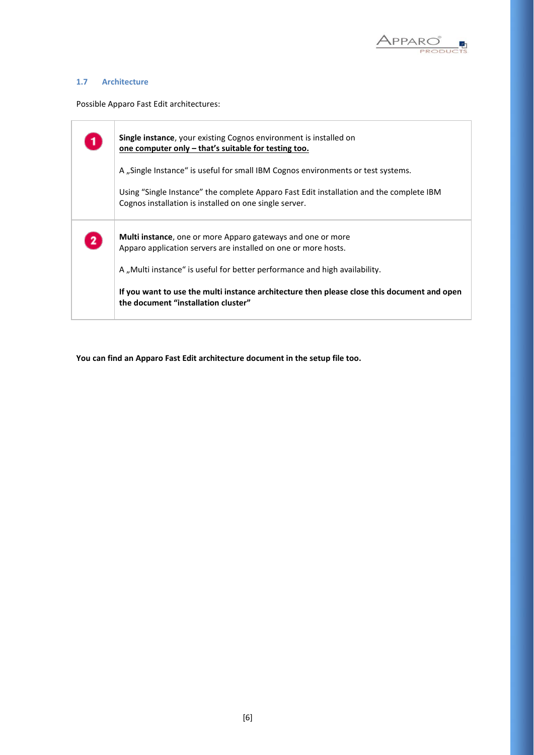### 1.7 Architecture

Possible Apparo Fast Edit architectures:

| | |
|---|---|
| 1 | **Single instance**, your existing Cognos environment is installed on **<u>one computer only – that’s suitable for testing too.</u>**<br><br>A „Single Instance“ is useful for small IBM Cognos environments or test systems.<br><br>Using “Single Instance” the complete Apparo Fast Edit installation and the complete IBM Cognos installation is installed on one single server. |
| 2 | **Multi instance**, one or more Apparo gateways and one or more Apparo application servers are installed on one or more hosts.<br><br>A „Multi instance“ is useful for better performance and high availability.<br><br>**If you want to use the multi instance architecture then please close this document and open the document “installation cluster”** |

**You can find an Apparo Fast Edit architecture document in the setup file too.**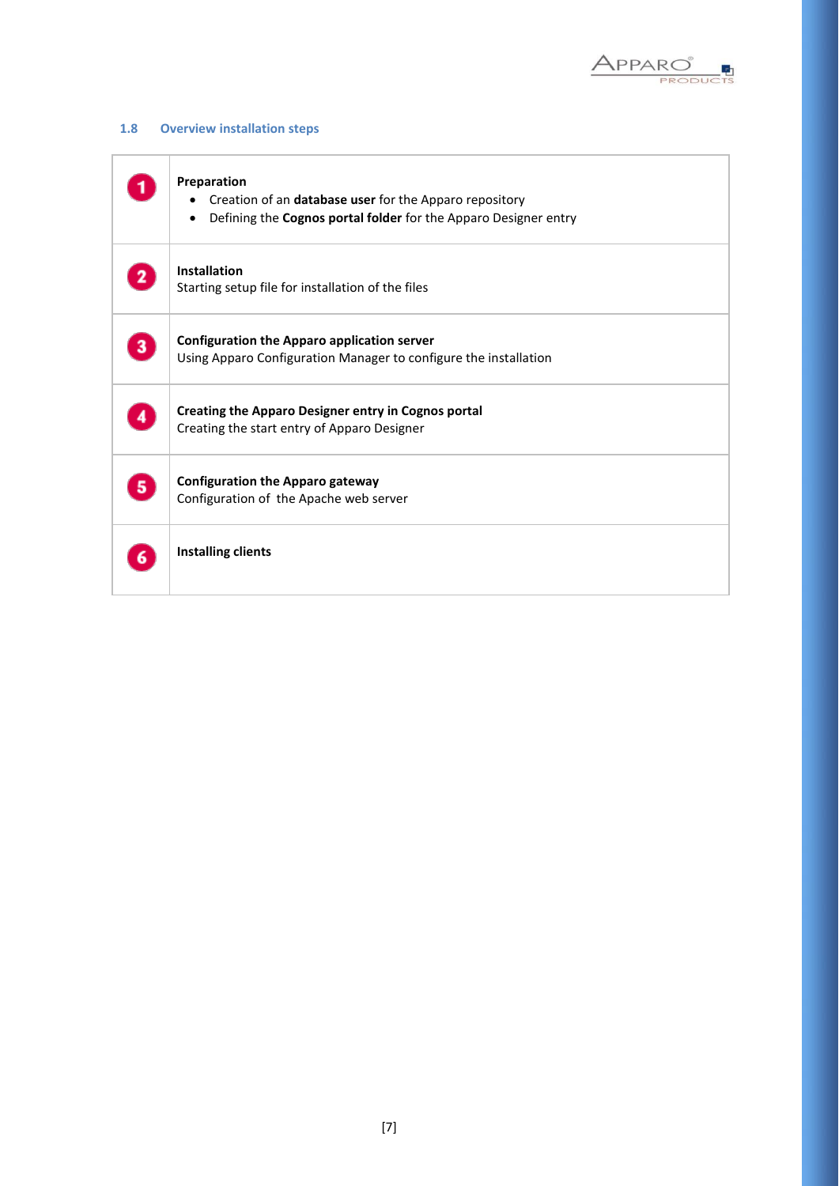### 1.8 Overview installation steps

| | |
|---|---|
| 1 | **Preparation**<br>• Creation of an **database user** for the Apparo repository<br>• Defining the **Cognos portal folder** for the Apparo Designer entry |
| 2 | **Installation**<br>Starting setup file for installation of the files |
| 3 | **Configuration the Apparo application server**<br>Using Apparo Configuration Manager to configure the installation |
| 4 | **Creating the Apparo Designer entry in Cognos portal**<br>Creating the start entry of Apparo Designer |
| 5 | **Configuration the Apparo gateway**<br>Configuration of the Apache web server |
| 6 | **Installing clients** |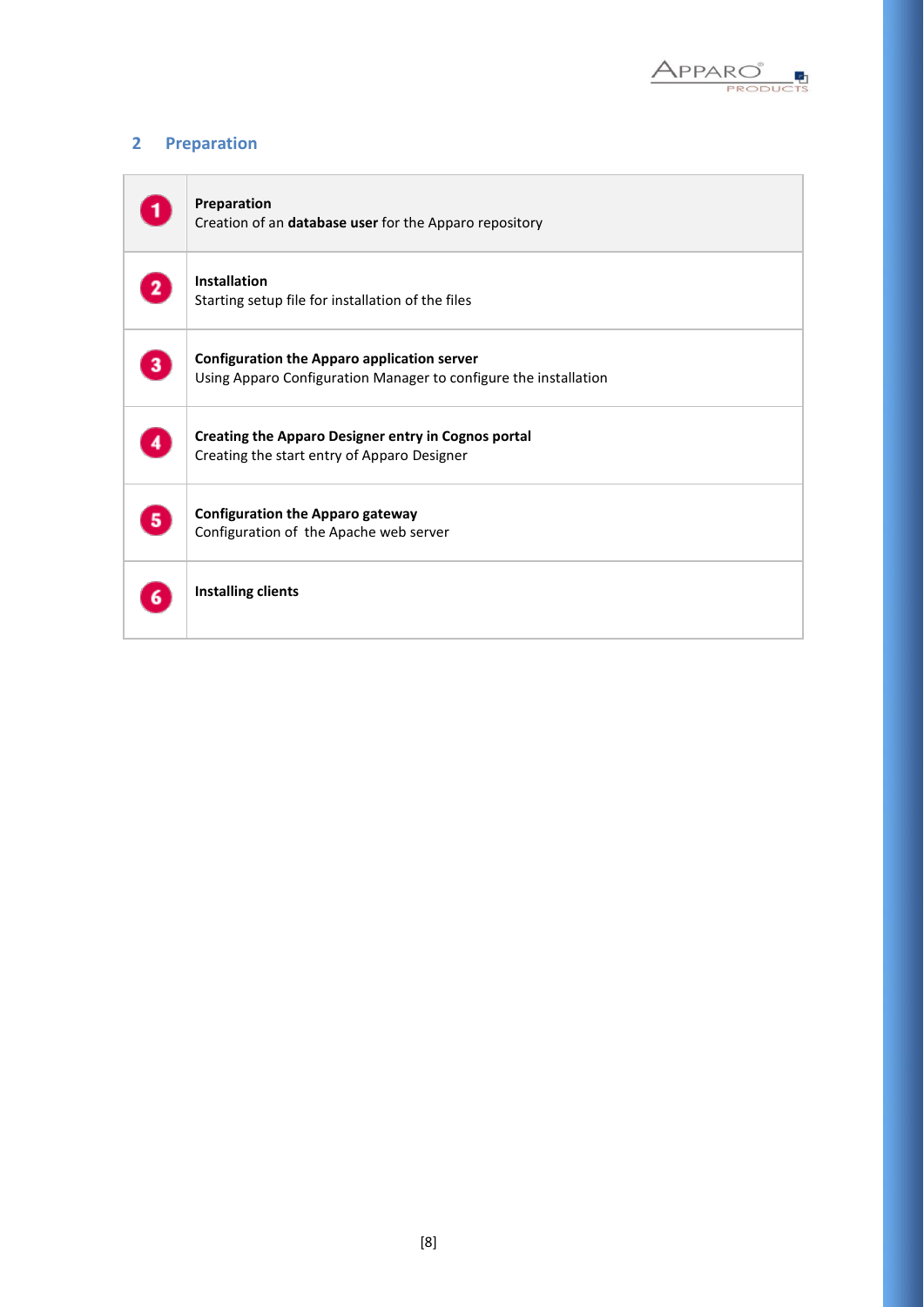## 2 Preparation

| | |
|---|---|
| 1 | **Preparation**<br>Creation of an **database user** for the Apparo repository |
| 2 | **Installation**<br>Starting setup file for installation of the files |
| 3 | **Configuration the Apparo application server**<br>Using Apparo Configuration Manager to configure the installation |
| 4 | **Creating the Apparo Designer entry in Cognos portal**<br>Creating the start entry of Apparo Designer |
| 5 | **Configuration the Apparo gateway**<br>Configuration of the Apache web server |
| 6 | **Installing clients** |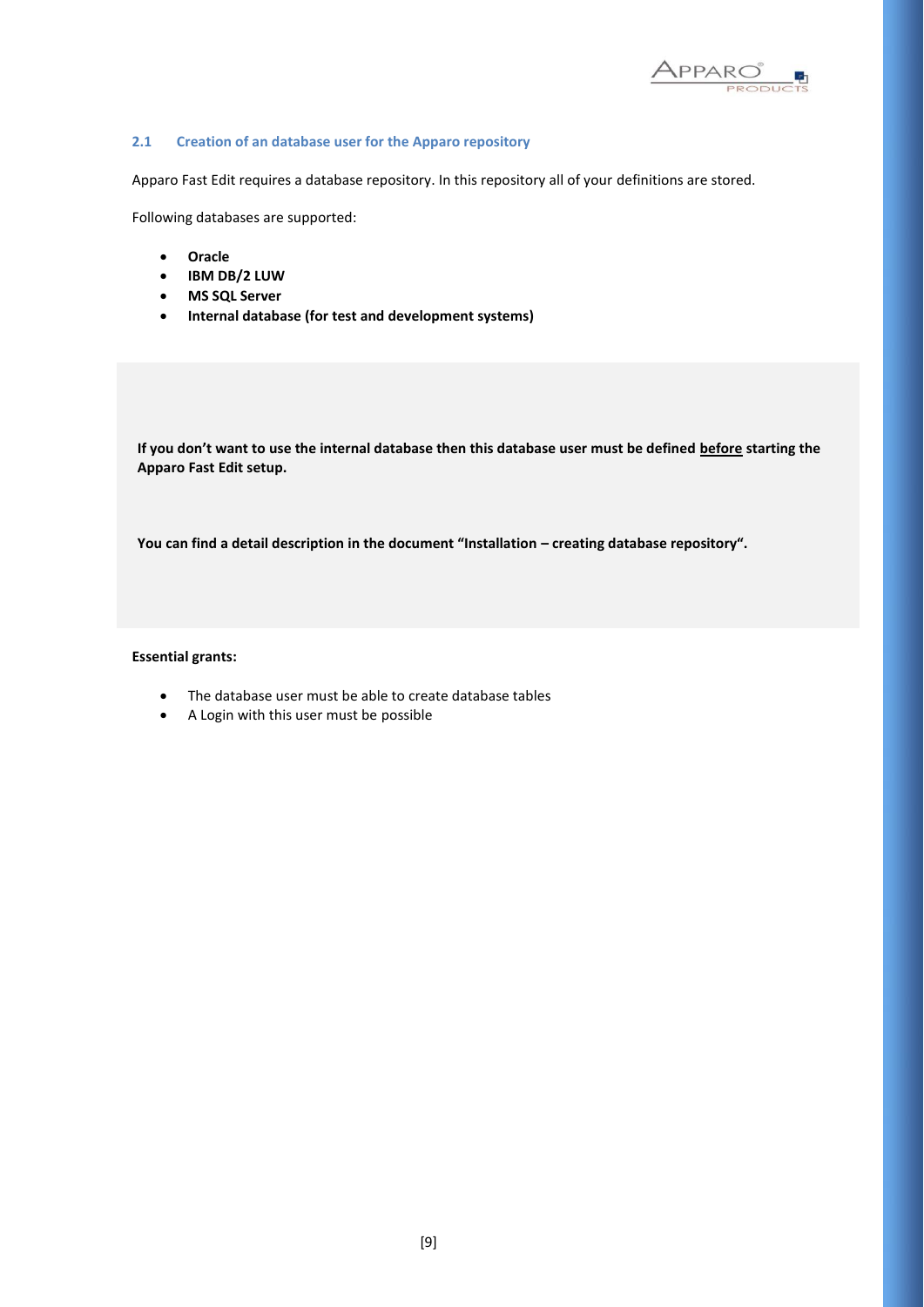## 2.1 Creation of an database user for the Apparo repository

Apparo Fast Edit requires a database repository. In this repository all of your definitions are stored.

Following databases are supported:

- **Oracle**
- **IBM DB/2 LUW**
- **MS SQL Server**
- **Internal database (for test and development systems)**

**If you don't want to use the internal database then this database user must be defined <u>before</u> starting the Apparo Fast Edit setup.**

**You can find a detail description in the document "Installation – creating database repository".**

**Essential grants:**

- The database user must be able to create database tables
- A Login with this user must be possible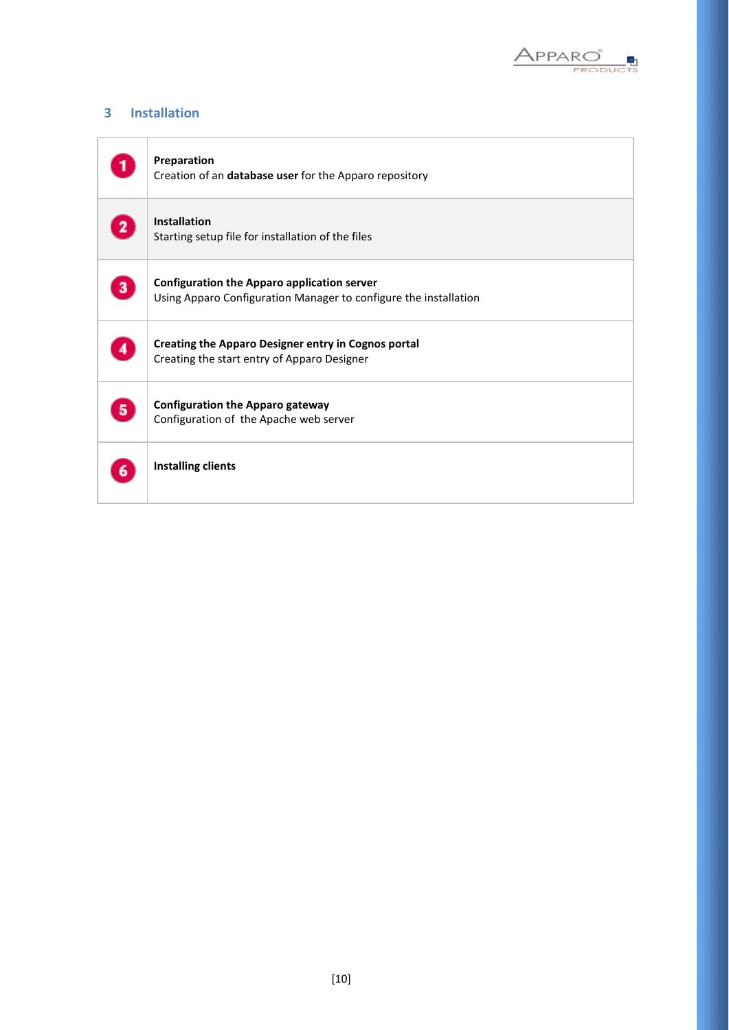## 3 Installation

| | |
|---|---|
| 1 | **Preparation**<br>Creation of an **database user** for the Apparo repository |
| 2 | **Installation**<br>Starting setup file for installation of the files |
| 3 | **Configuration the Apparo application server**<br>Using Apparo Configuration Manager to configure the installation |
| 4 | **Creating the Apparo Designer entry in Cognos portal**<br>Creating the start entry of Apparo Designer |
| 5 | **Configuration the Apparo gateway**<br>Configuration of the Apache web server |
| 6 | **Installing clients** |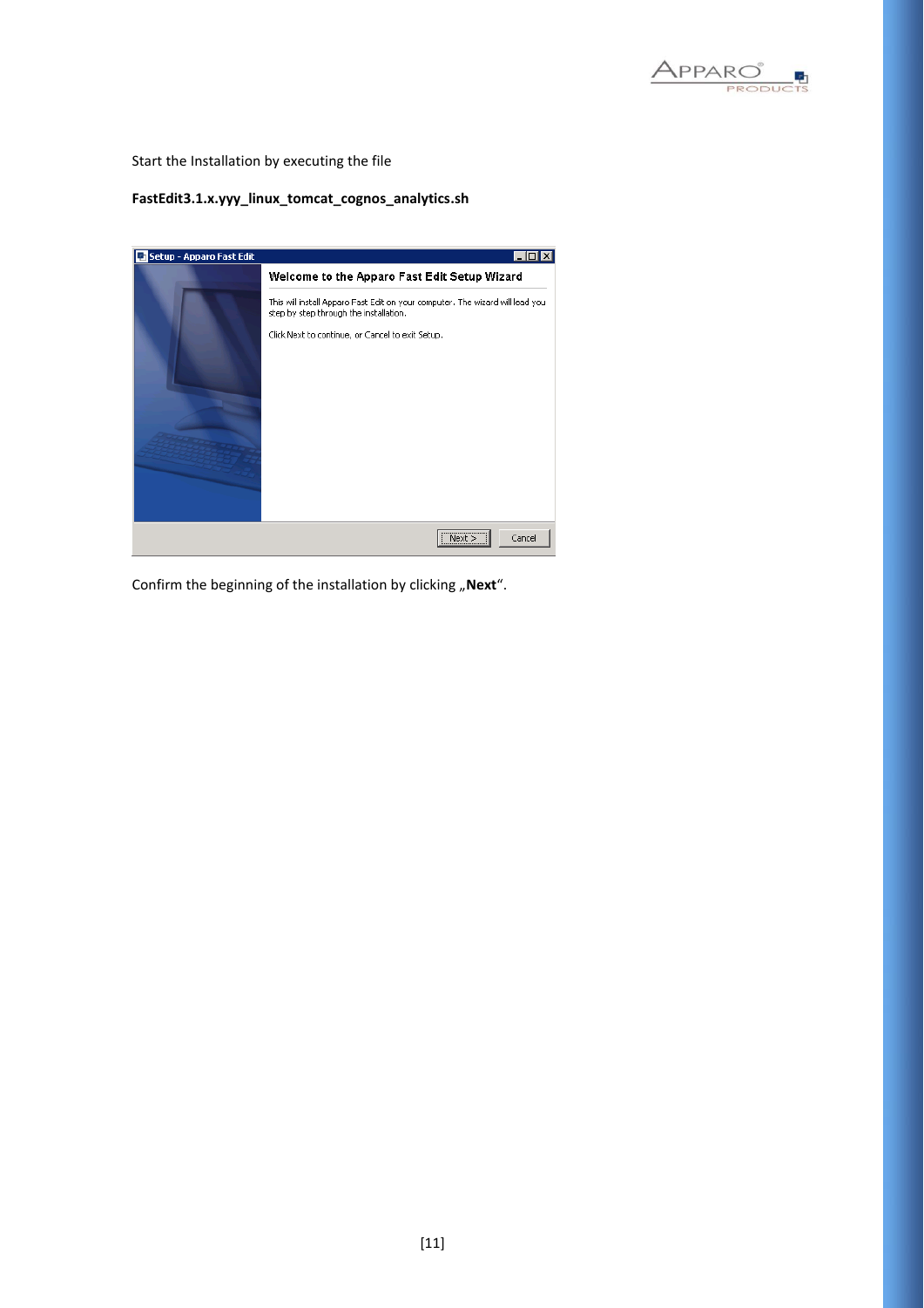Start the Installation by executing the file

**FastEdit3.1.x.yyy_linux_tomcat_cognos_analytics.sh**

Confirm the beginning of the installation by clicking „**Next**“.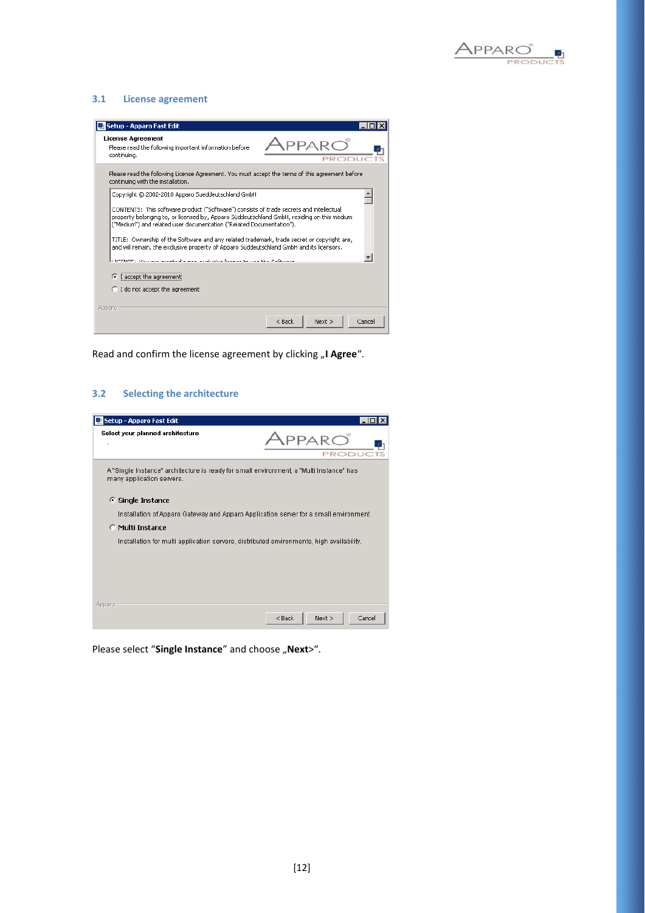## 3.1 License agreement

Read and confirm the license agreement by clicking „**I Agree**“.

## 3.2 Selecting the architecture

Please select “**Single Instance**” and choose „**Next**>“.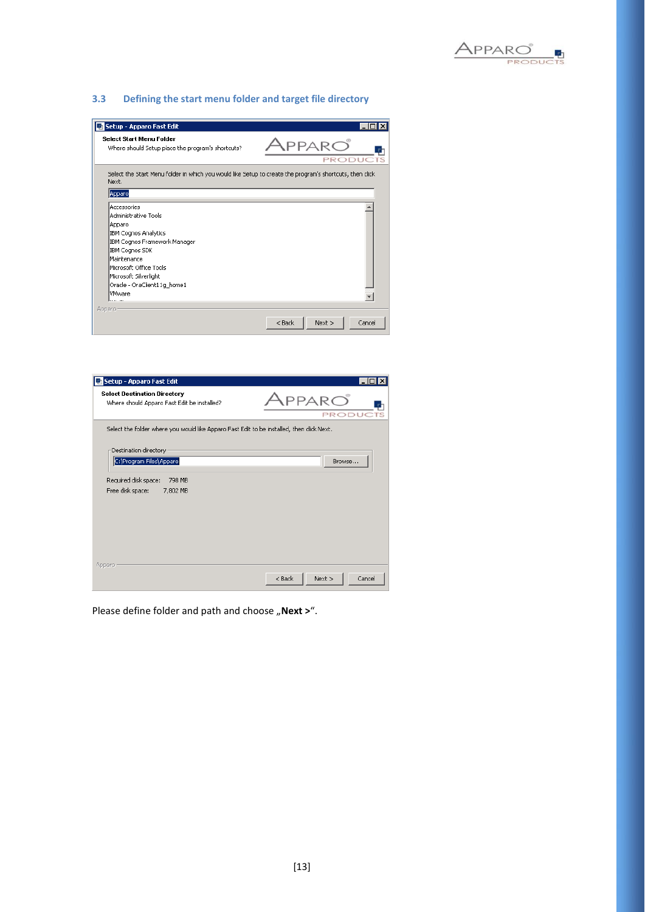## 3.3 Defining the start menu folder and target file directory

Please define folder and path and choose „**Next >**".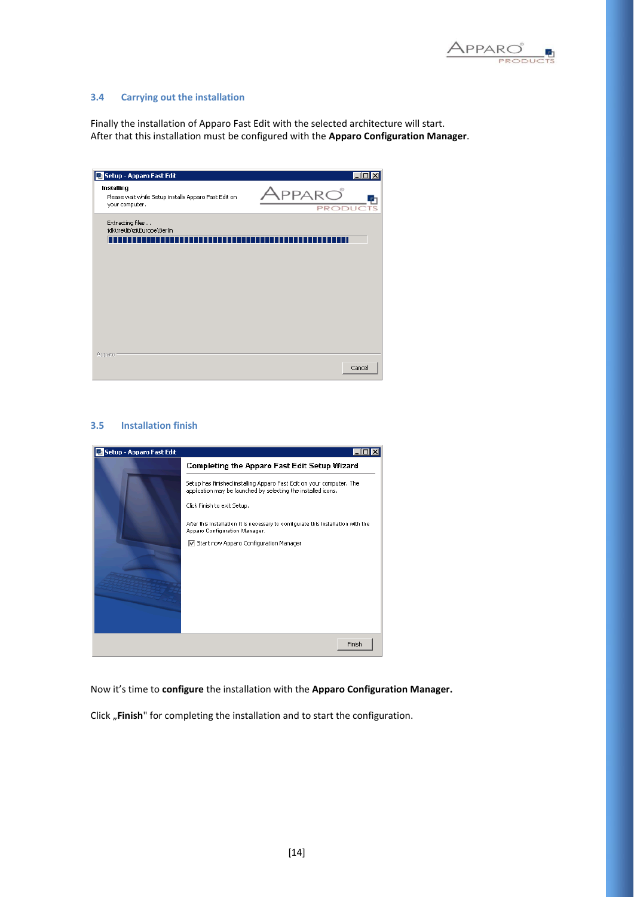### 3.4 Carrying out the installation

Finally the installation of Apparo Fast Edit with the selected architecture will start.
After that this installation must be configured with the **Apparo Configuration Manager**.

### 3.5 Installation finish

Now it's time to **configure** the installation with the **Apparo Configuration Manager.**

Click „**Finish**" for completing the installation and to start the configuration.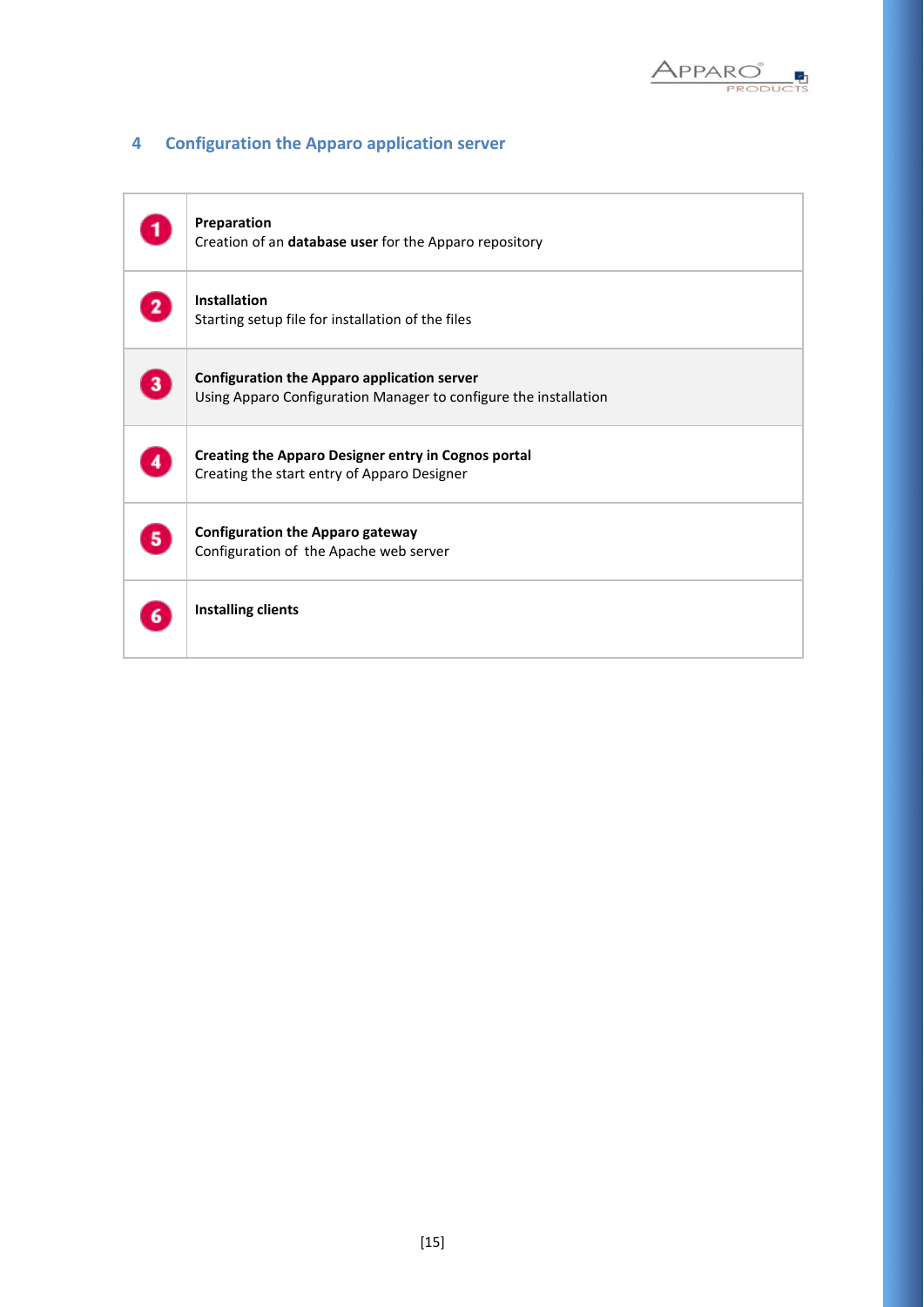# 4 Configuration the Apparo application server

| | |
|---|---|
| 1 | **Preparation**<br>Creation of an **database user** for the Apparo repository |
| 2 | **Installation**<br>Starting setup file for installation of the files |
| 3 | **Configuration the Apparo application server**<br>Using Apparo Configuration Manager to configure the installation |
| 4 | **Creating the Apparo Designer entry in Cognos portal**<br>Creating the start entry of Apparo Designer |
| 5 | **Configuration the Apparo gateway**<br>Configuration of the Apache web server |
| 6 | **Installing clients** |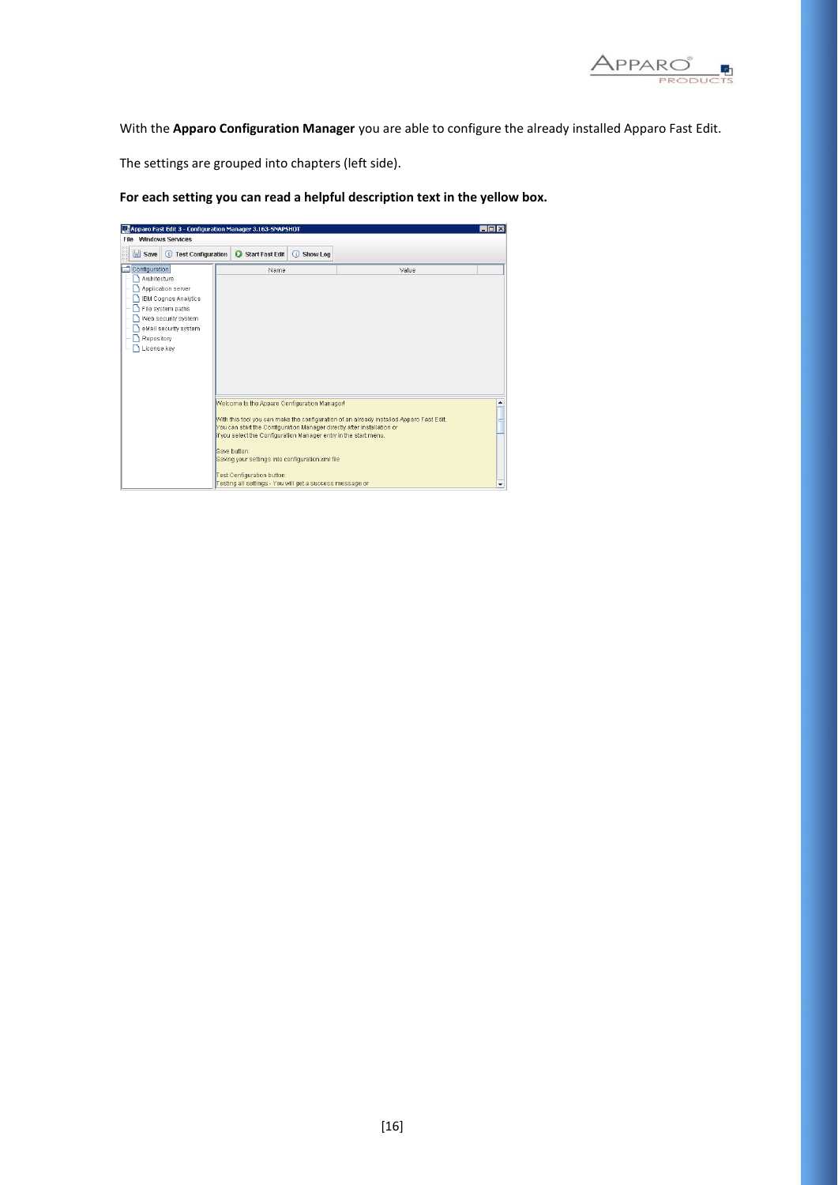With the **Apparo Configuration Manager** you are able to configure the already installed Apparo Fast Edit.

The settings are grouped into chapters (left side).

**For each setting you can read a helpful description text in the yellow box.**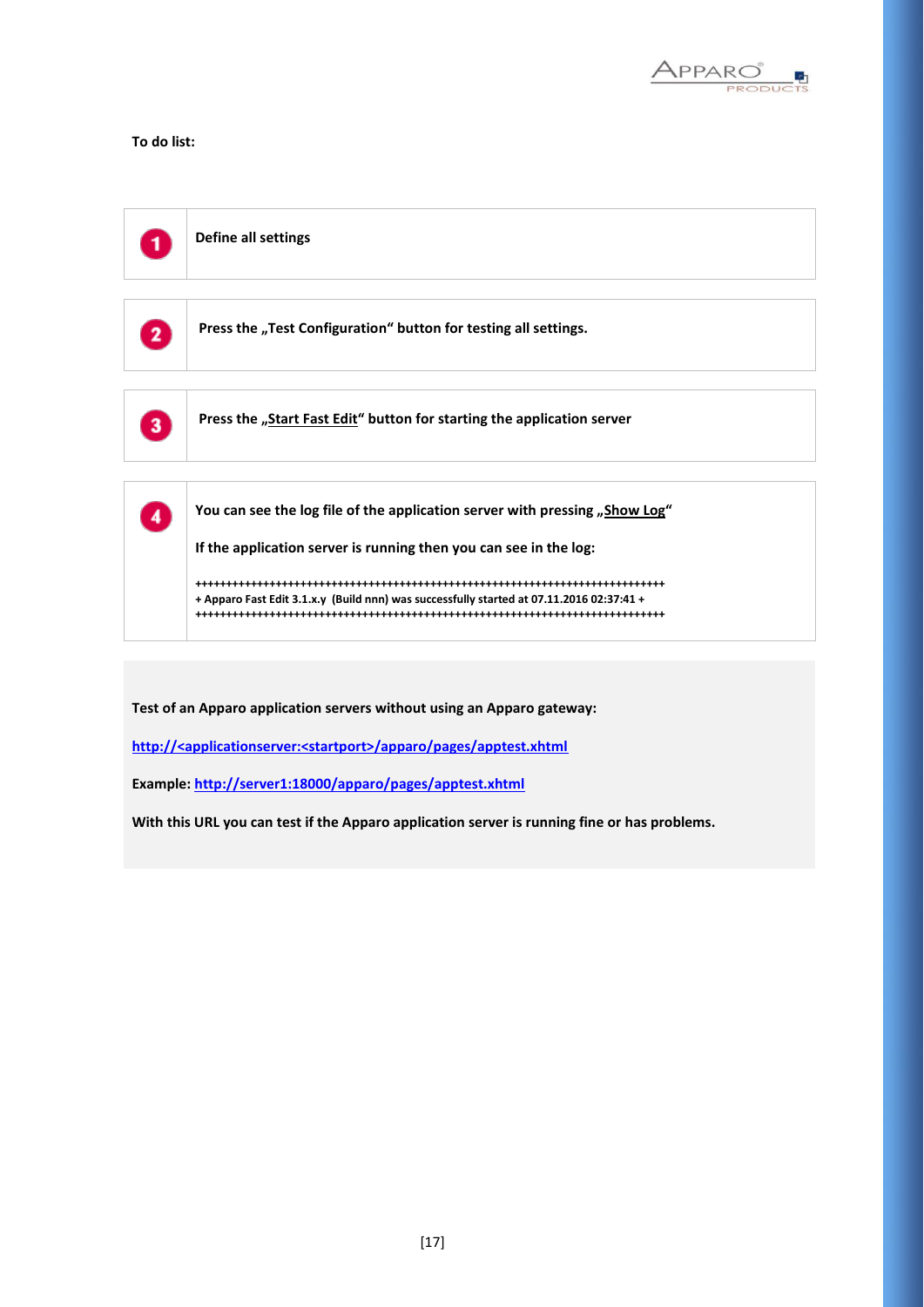**To do list:**

| | |
|---|---|
| 1 | **Define all settings** |
| 2 | **Press the „Test Configuration“ button for testing all settings.** |
| 3 | **Press the „Start Fast Edit“ button for starting the application server** |
| 4 | **You can see the log file of the application server with pressing „Show Log“**<br><br>**If the application server is running then you can see in the log:**<br><br>++++++++++++++++++++++++++++++++++++++++++++++++++++++++++++++++++++++++++++<br>+ Apparo Fast Edit 3.1.x.y (Build nnn) was successfully started at 07.11.2016 02:37:41 +<br>++++++++++++++++++++++++++++++++++++++++++++++++++++++++++++++++++++++++++++ |

**Test of an Apparo application servers without using an Apparo gateway:**

**http://<applicationserver:<startport>/apparo/pages/apptest.xhtml**

**Example: http://server1:18000/apparo/pages/apptest.xhtml**

**With this URL you can test if the Apparo application server is running fine or has problems.**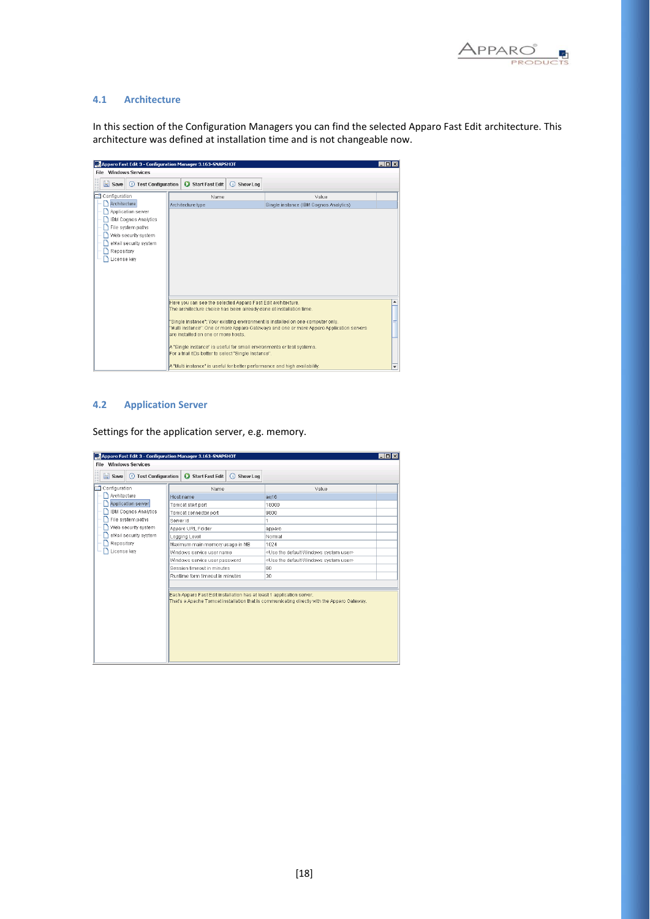## 4.1 Architecture

In this section of the Configuration Managers you can find the selected Apparo Fast Edit architecture. This architecture was defined at installation time and is not changeable now.

## 4.2 Application Server

Settings for the application server, e.g. memory.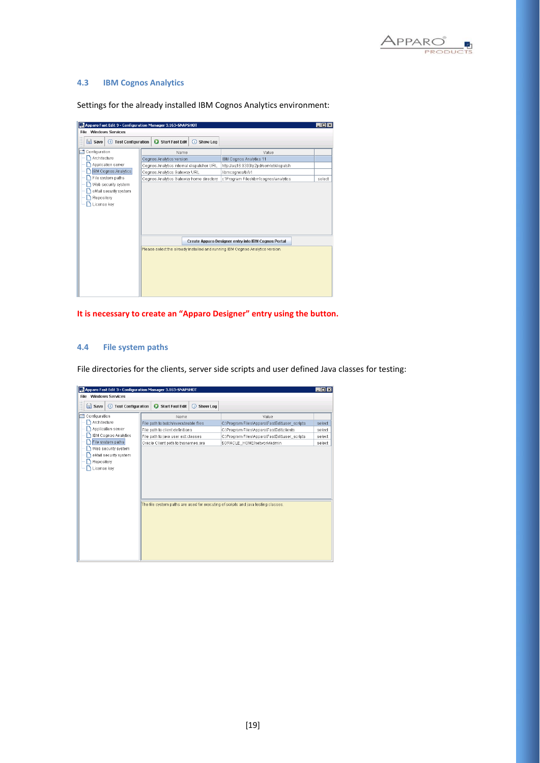## 4.3 IBM Cognos Analytics

Settings for the already installed IBM Cognos Analytics environment:

**It is necessary to create an “Apparo Designer” entry using the button.**

## 4.4 File system paths

File directories for the clients, server side scripts and user defined Java classes for testing: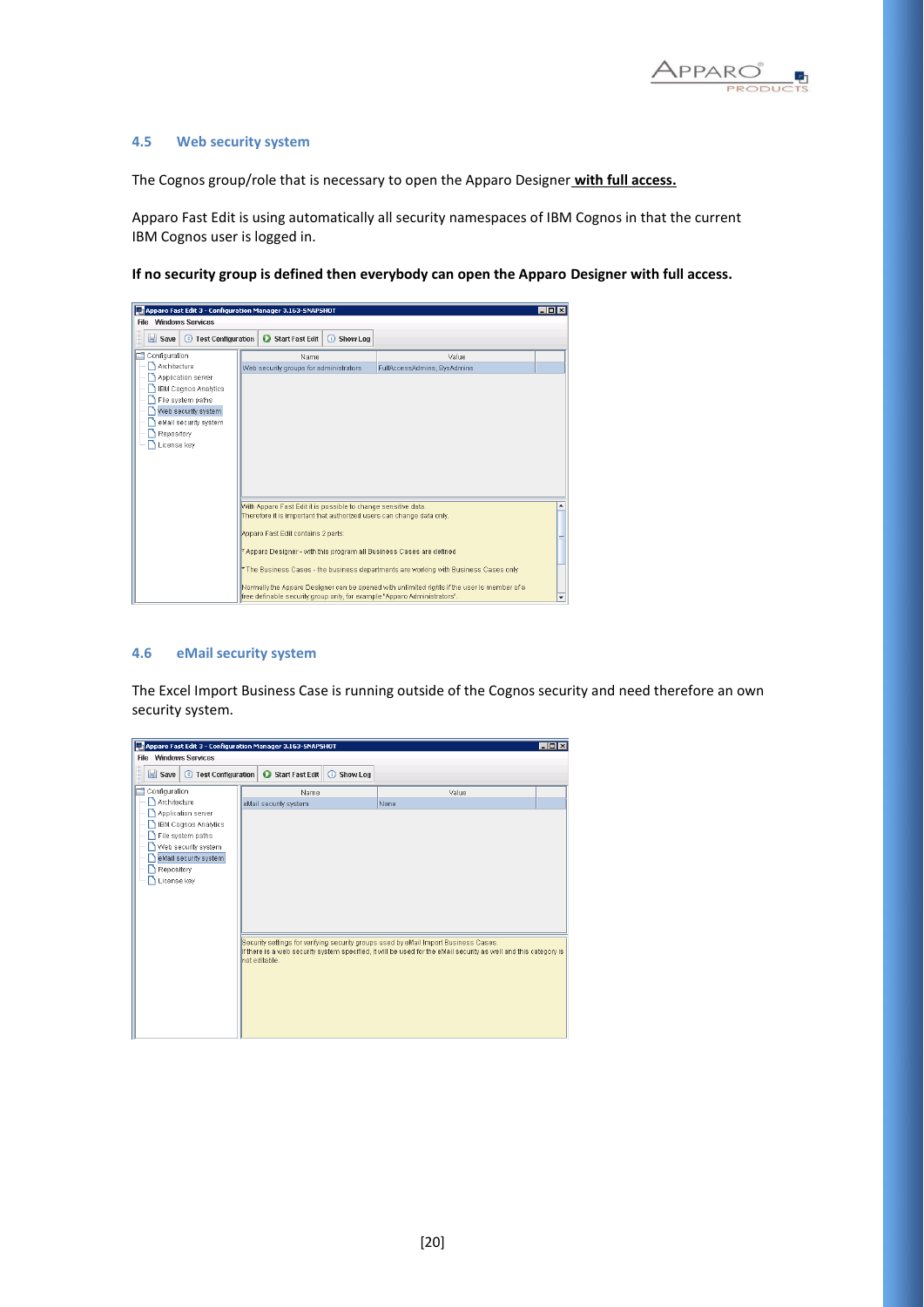### 4.5 Web security system

The Cognos group/role that is necessary to open the Apparo Designer **with full access.**

Apparo Fast Edit is using automatically all security namespaces of IBM Cognos in that the current IBM Cognos user is logged in.

**If no security group is defined then everybody can open the Apparo Designer with full access.**

### 4.6 eMail security system

The Excel Import Business Case is running outside of the Cognos security and need therefore an own security system.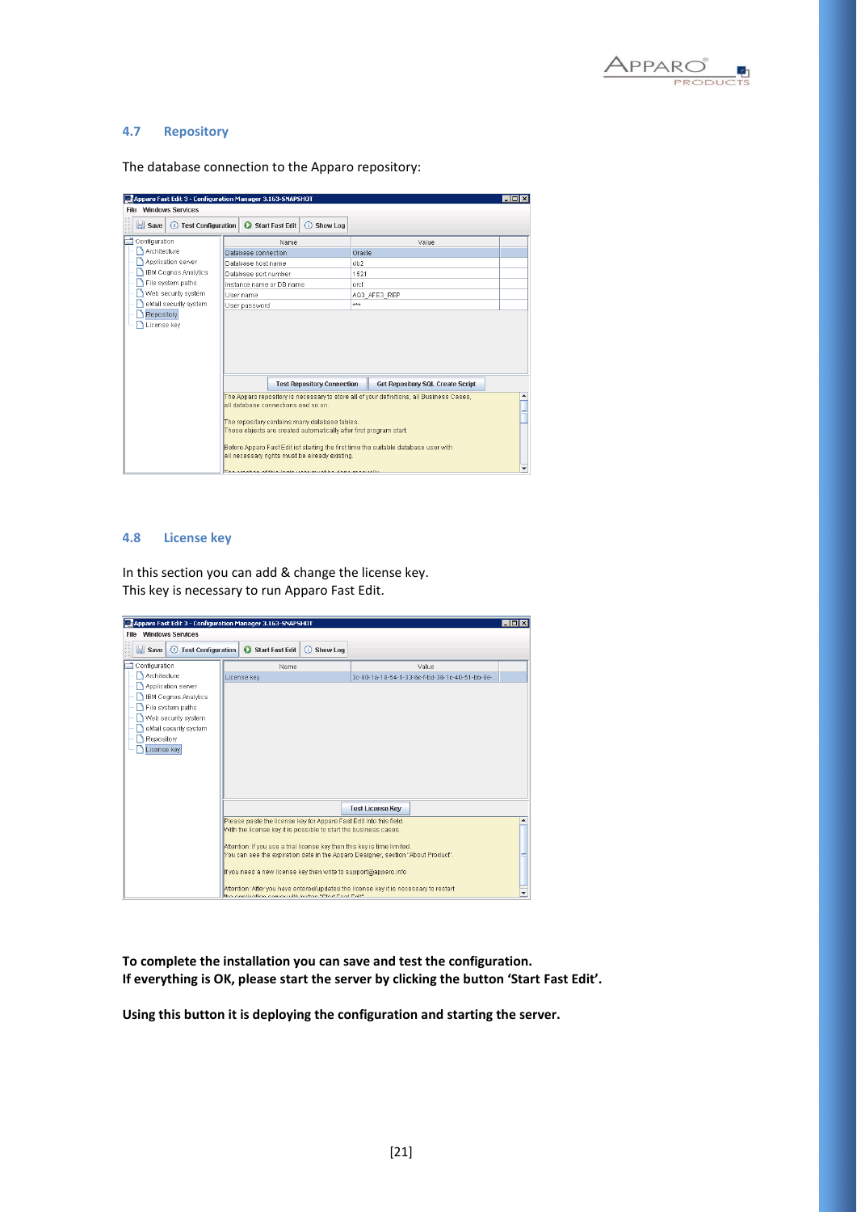## 4.7 Repository

The database connection to the Apparo repository:

## 4.8 License key

In this section you can add & change the license key.
This key is necessary to run Apparo Fast Edit.

**To complete the installation you can save and test the configuration.**
**If everything is OK, please start the server by clicking the button 'Start Fast Edit'.**

**Using this button it is deploying the configuration and starting the server.**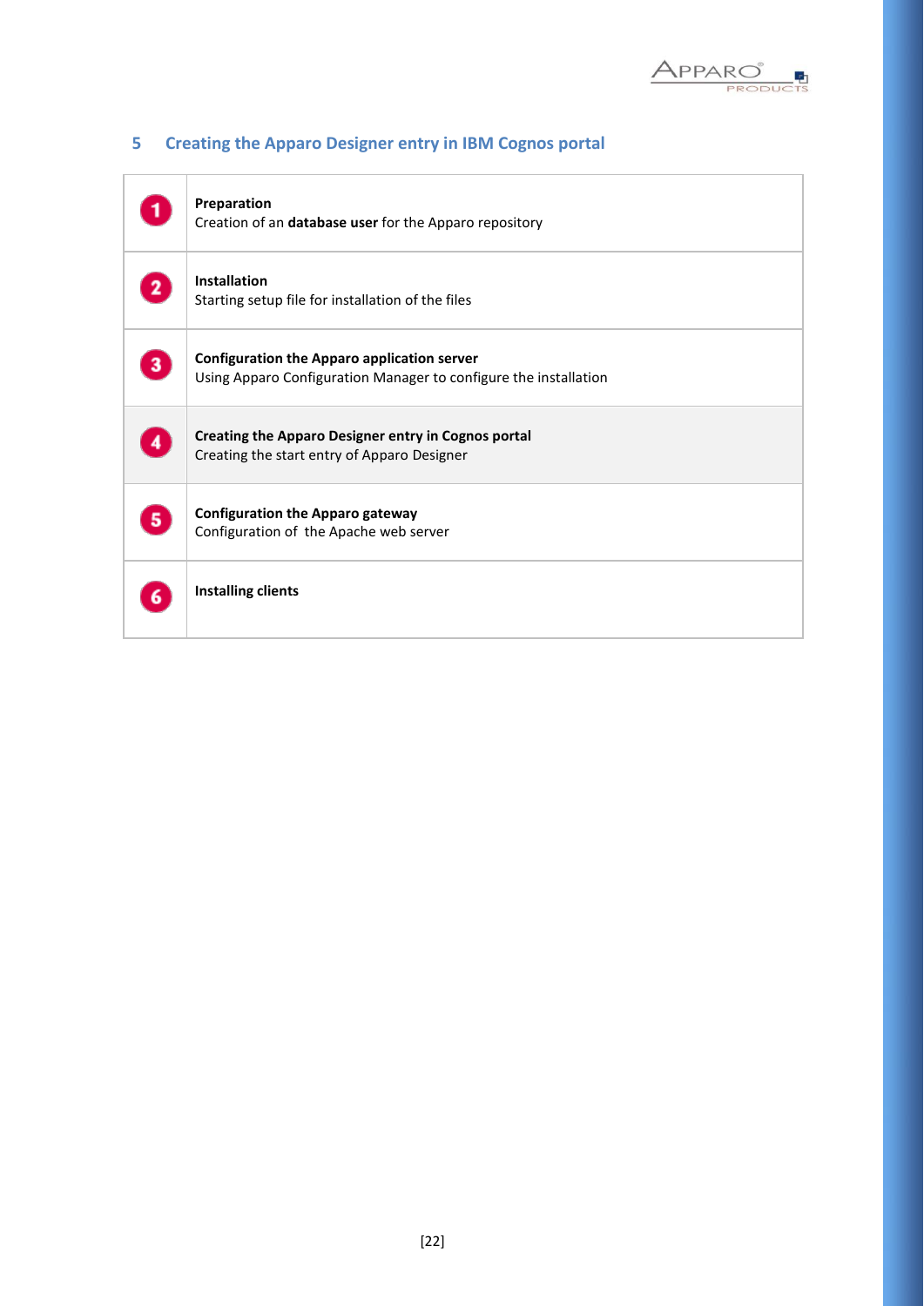## 5 Creating the Apparo Designer entry in IBM Cognos portal

| | |
|---|---|
| 1 | **Preparation**<br>Creation of an **database user** for the Apparo repository |
| 2 | **Installation**<br>Starting setup file for installation of the files |
| 3 | **Configuration the Apparo application server**<br>Using Apparo Configuration Manager to configure the installation |
| 4 | **Creating the Apparo Designer entry in Cognos portal**<br>Creating the start entry of Apparo Designer |
| 5 | **Configuration the Apparo gateway**<br>Configuration of the Apache web server |
| 6 | **Installing clients** |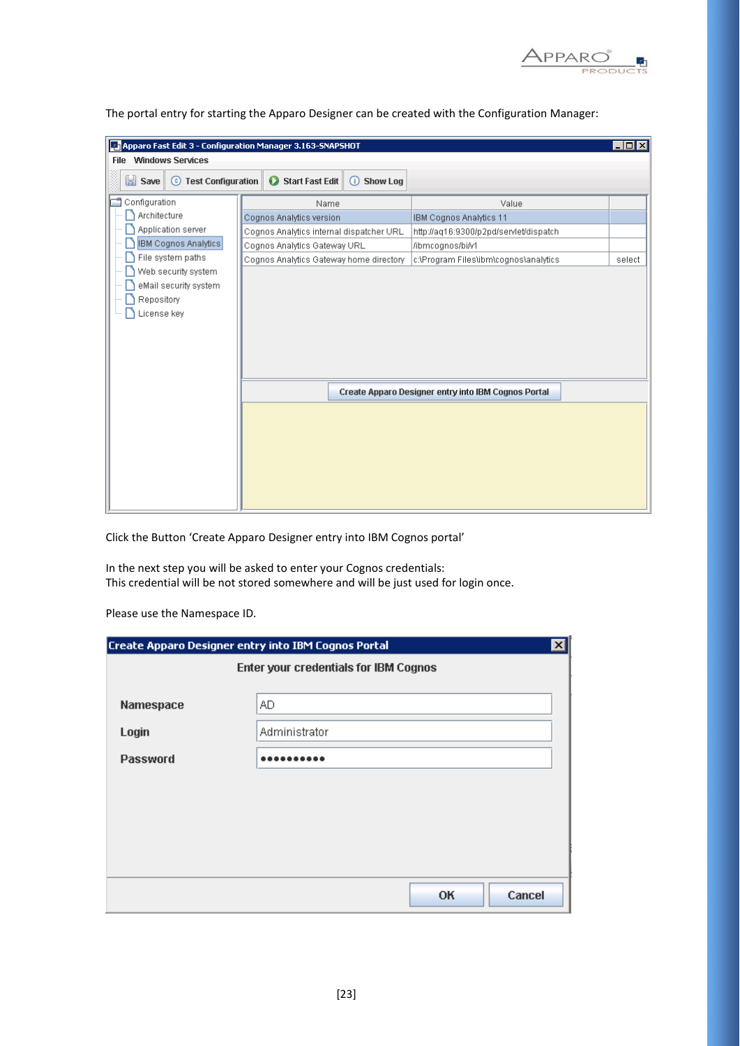The portal entry for starting the Apparo Designer can be created with the Configuration Manager:

Click the Button 'Create Apparo Designer entry into IBM Cognos portal'

In the next step you will be asked to enter your Cognos credentials:
This credential will be not stored somewhere and will be just used for login once.

Please use the Namespace ID.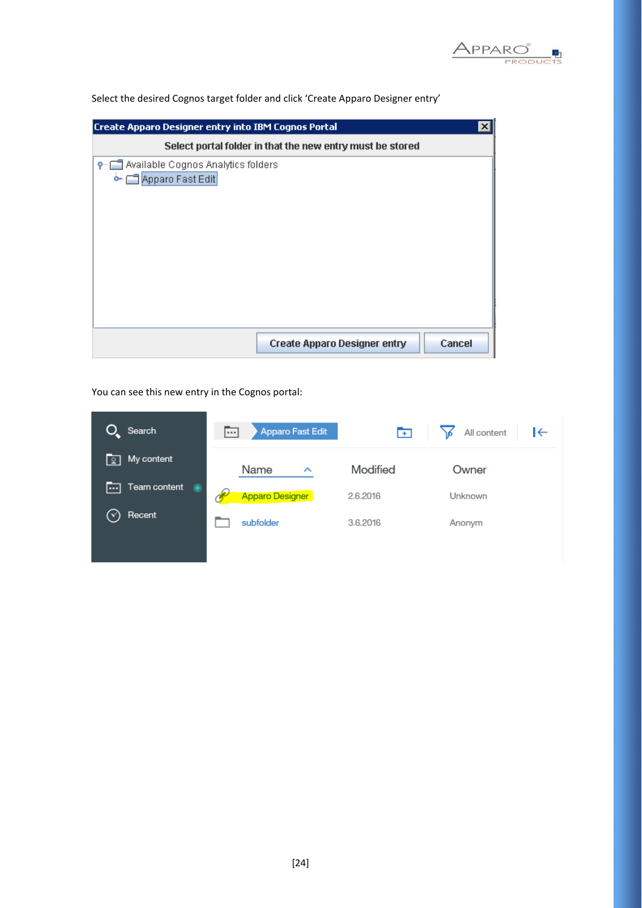Select the desired Cognos target folder and click 'Create Apparo Designer entry'

You can see this new entry in the Cognos portal: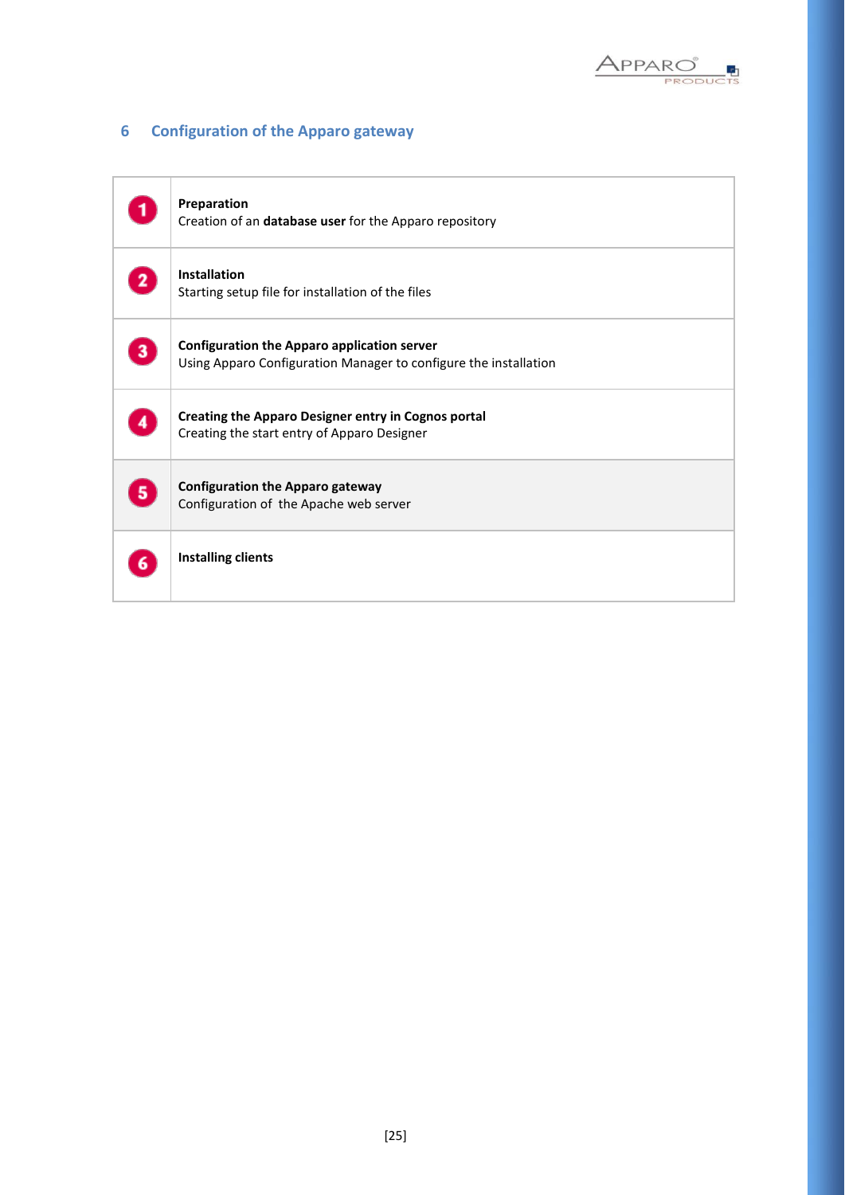## 6 Configuration of the Apparo gateway

| | |
|---|---|
| 1 | **Preparation**<br>Creation of an **database user** for the Apparo repository |
| 2 | **Installation**<br>Starting setup file for installation of the files |
| 3 | **Configuration the Apparo application server**<br>Using Apparo Configuration Manager to configure the installation |
| 4 | **Creating the Apparo Designer entry in Cognos portal**<br>Creating the start entry of Apparo Designer |
| 5 | **Configuration the Apparo gateway**<br>Configuration of the Apache web server |
| 6 | **Installing clients** |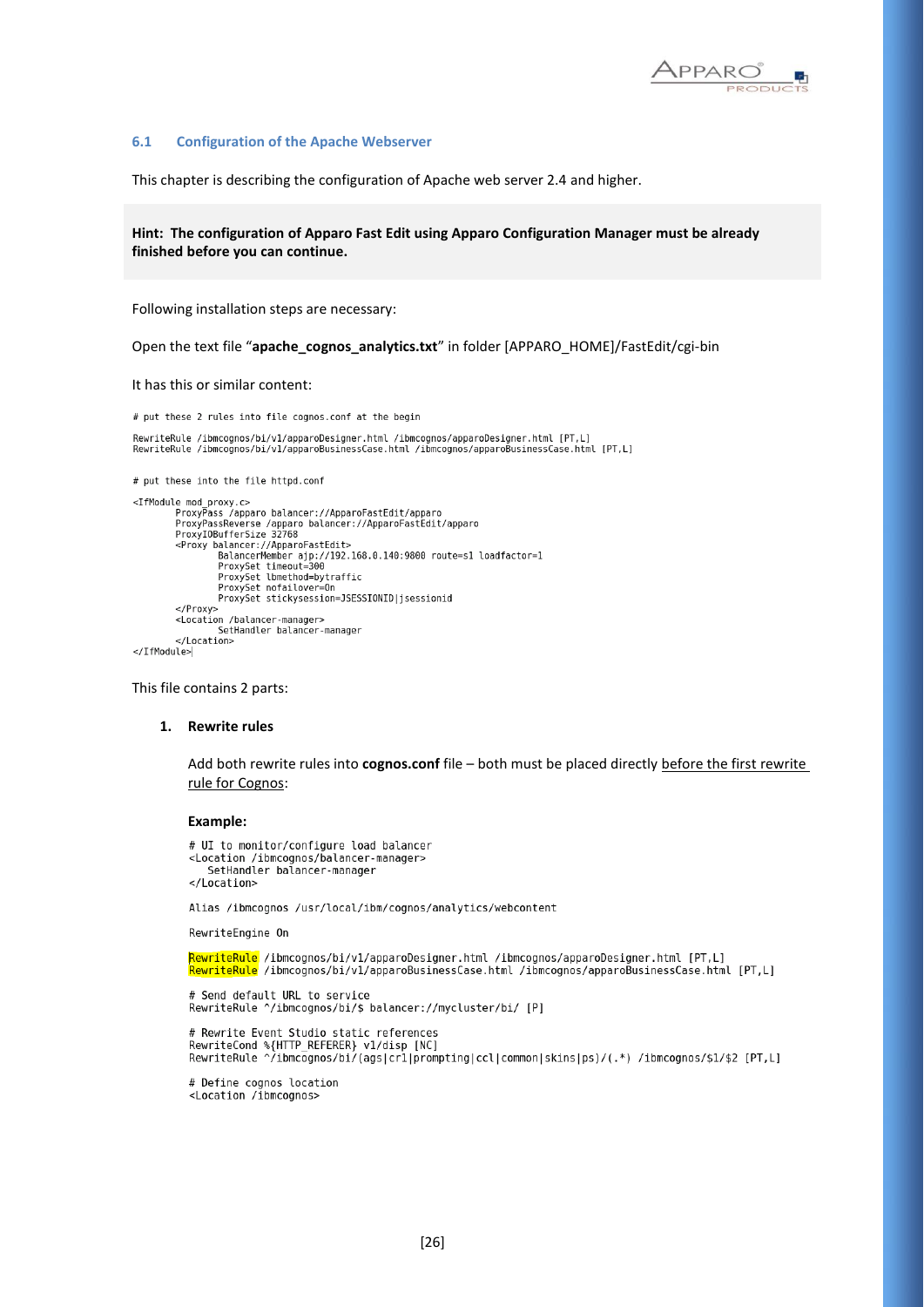### 6.1 Configuration of the Apache Webserver

This chapter is describing the configuration of Apache web server 2.4 and higher.

**Hint: The configuration of Apparo Fast Edit using Apparo Configuration Manager must be already finished before you can continue.**

Following installation steps are necessary:

Open the text file "**apache_cognos_analytics.txt**" in folder [APPARO_HOME]/FastEdit/cgi-bin

It has this or similar content:

```
# put these 2 rules into file cognos.conf at the begin

RewriteRule /ibmcognos/bi/v1/apparoDesigner.html /ibmcognos/apparoDesigner.html [PT,L]
RewriteRule /ibmcognos/bi/v1/apparoBusinessCase.html /ibmcognos/apparoBusinessCase.html [PT,L]


# put these into the file httpd.conf

<IfModule mod_proxy.c>
        ProxyPass /apparo balancer://ApparoFastEdit/apparo
        ProxyPassReverse /apparo balancer://ApparoFastEdit/apparo
        ProxyIOBufferSize 32768
        <Proxy balancer://ApparoFastEdit>
                BalancerMember ajp://192.168.0.140:9800 route=s1 loadfactor=1
                ProxySet timeout=300
                ProxySet lbmethod=bytraffic
                ProxySet nofailover=On
                ProxySet stickysession=JSESSIONID|jsessionid
        </Proxy>
        <Location /balancer-manager>
                SetHandler balancer-manager
        </Location>
</IfModule>
```

This file contains 2 parts:

1. **Rewrite rules**

   Add both rewrite rules into **cognos.conf** file – both must be placed directly before the first rewrite rule for Cognos:

   **Example:**

```
# UI to monitor/configure load balancer
<Location /ibmcognos/balancer-manager>
   SetHandler balancer-manager
</Location>

Alias /ibmcognos /usr/local/ibm/cognos/analytics/webcontent

RewriteEngine On

RewriteRule /ibmcognos/bi/v1/apparoDesigner.html /ibmcognos/apparoDesigner.html [PT,L]
RewriteRule /ibmcognos/bi/v1/apparoBusinessCase.html /ibmcognos/apparoBusinessCase.html [PT,L]

# Send default URL to service
RewriteRule ^/ibmcognos/bi/$ balancer://mycluster/bi/ [P]

# Rewrite Event Studio static references
RewriteCond %{HTTP_REFERER} v1/disp [NC]
RewriteRule ^/ibmcognos/bi/(ags|cr1|prompting|ccl|common|skins|ps)/(.*) /ibmcognos/$1/$2 [PT,L]

# Define cognos location
<Location /ibmcognos>
```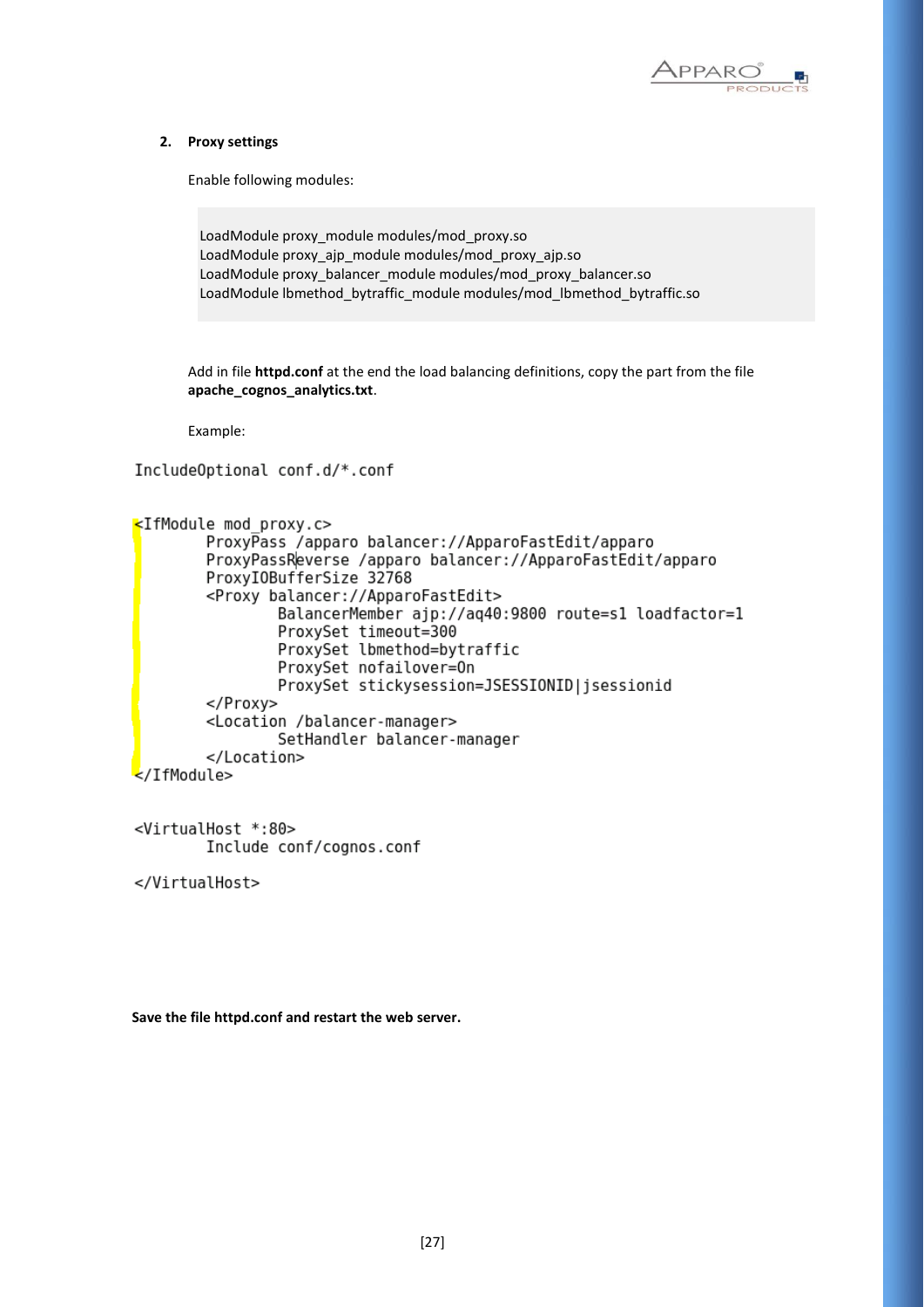2. **Proxy settings**

Enable following modules:

```
LoadModule proxy_module modules/mod_proxy.so
LoadModule proxy_ajp_module modules/mod_proxy_ajp.so
LoadModule proxy_balancer_module modules/mod_proxy_balancer.so
LoadModule lbmethod_bytraffic_module modules/mod_lbmethod_bytraffic.so
```

Add in file **httpd.conf** at the end the load balancing definitions, copy the part from the file **apache_cognos_analytics.txt**.

Example:

```
IncludeOptional conf.d/*.conf


<IfModule mod_proxy.c>
        ProxyPass /apparo balancer://ApparoFastEdit/apparo
        ProxyPassReverse /apparo balancer://ApparoFastEdit/apparo
        ProxyIOBufferSize 32768
        <Proxy balancer://ApparoFastEdit>
                BalancerMember ajp://aq40:9800 route=s1 loadfactor=1
                ProxySet timeout=300
                ProxySet lbmethod=bytraffic
                ProxySet nofailover=On
                ProxySet stickysession=JSESSIONID|jsessionid
        </Proxy>
        <Location /balancer-manager>
                SetHandler balancer-manager
        </Location>
</IfModule>


<VirtualHost *:80>
        Include conf/cognos.conf

</VirtualHost>
```

**Save the file httpd.conf and restart the web server.**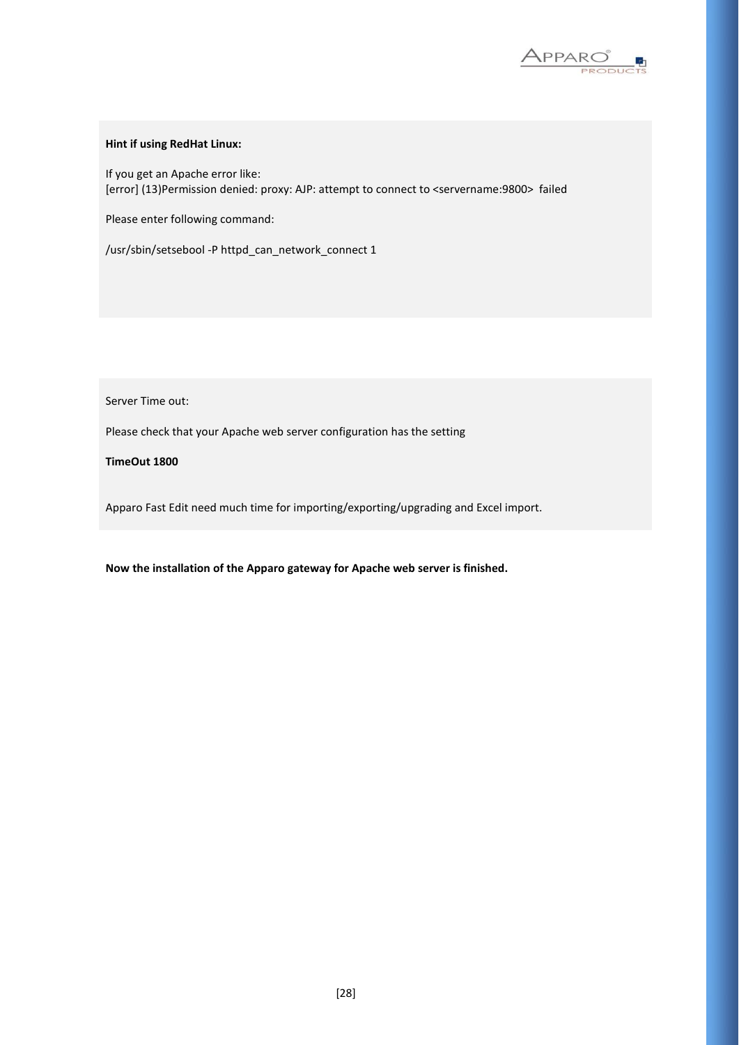**Hint if using RedHat Linux:**

If you get an Apache error like:
[error] (13)Permission denied: proxy: AJP: attempt to connect to <servername:9800> failed

Please enter following command:

/usr/sbin/setsebool -P httpd_can_network_connect 1

Server Time out:

Please check that your Apache web server configuration has the setting

**TimeOut 1800**

Apparo Fast Edit need much time for importing/exporting/upgrading and Excel import.

**Now the installation of the Apparo gateway for Apache web server is finished.**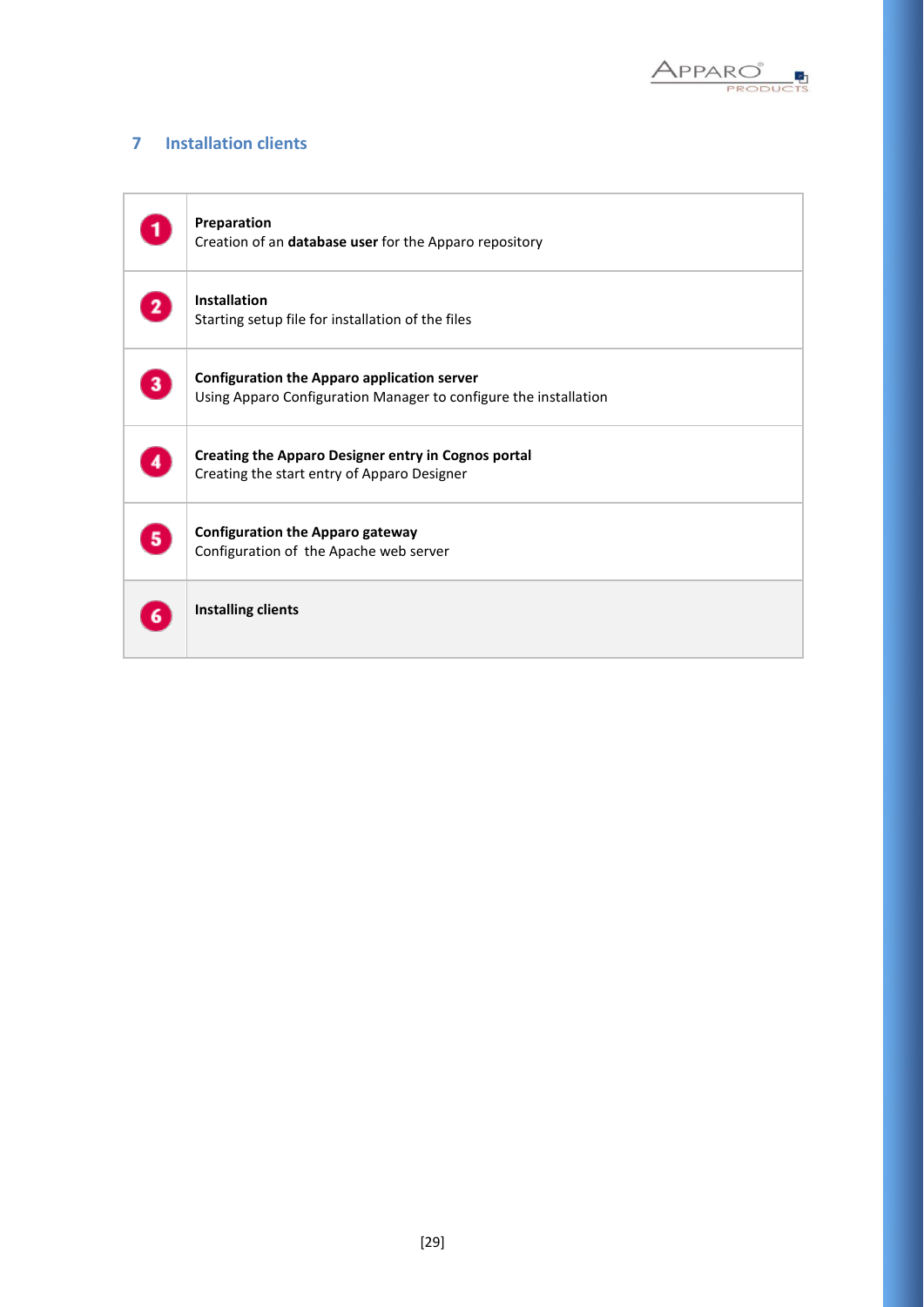## 7 Installation clients

| | |
|---|---|
| 1 | **Preparation**<br>Creation of an **database user** for the Apparo repository |
| 2 | **Installation**<br>Starting setup file for installation of the files |
| 3 | **Configuration the Apparo application server**<br>Using Apparo Configuration Manager to configure the installation |
| 4 | **Creating the Apparo Designer entry in Cognos portal**<br>Creating the start entry of Apparo Designer |
| 5 | **Configuration the Apparo gateway**<br>Configuration of the Apache web server |
| 6 | **Installing clients** |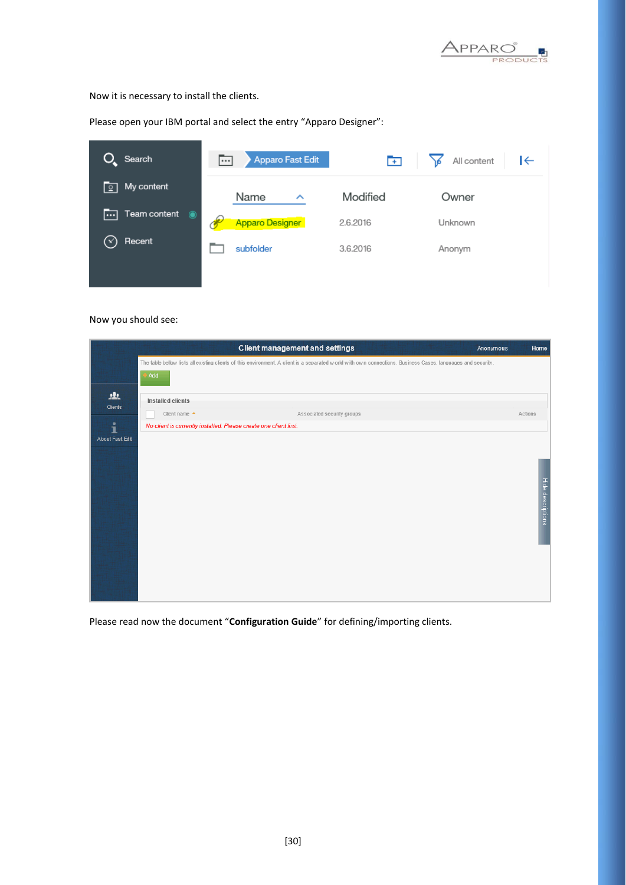Now it is necessary to install the clients.

Please open your IBM portal and select the entry “Apparo Designer”:

Now you should see:

Please read now the document “**Configuration Guide**” for defining/importing clients.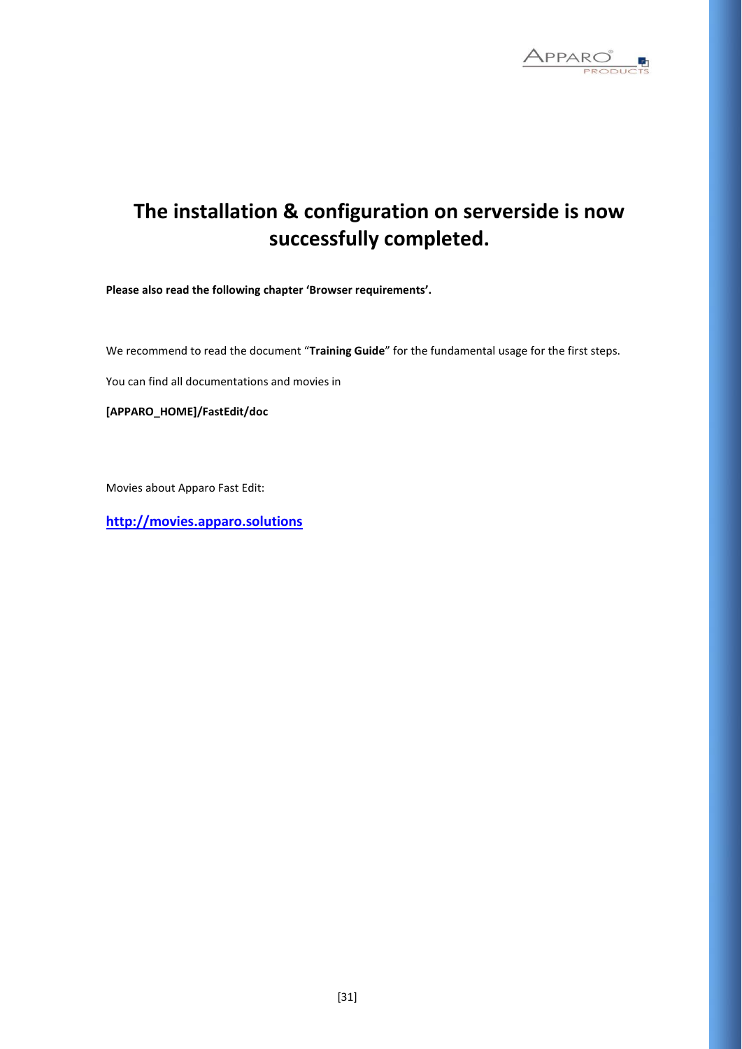# The installation & configuration on serverside is now successfully completed.

**Please also read the following chapter 'Browser requirements'.**

We recommend to read the document "**Training Guide**" for the fundamental usage for the first steps.

You can find all documentations and movies in

**[APPARO_HOME]/FastEdit/doc**

Movies about Apparo Fast Edit:

**http://movies.apparo.solutions**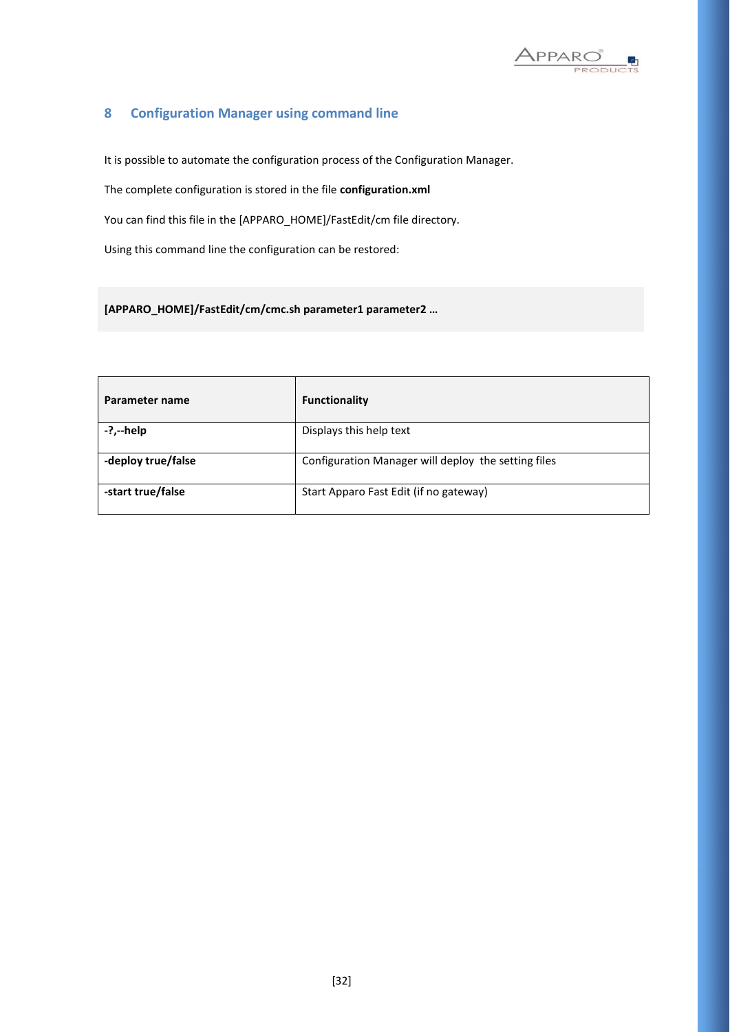# 8 Configuration Manager using command line

It is possible to automate the configuration process of the Configuration Manager.

The complete configuration is stored in the file **configuration.xml**

You can find this file in the [APPARO_HOME]/FastEdit/cm file directory.

Using this command line the configuration can be restored:

```
[APPARO_HOME]/FastEdit/cm/cmc.sh parameter1 parameter2 …
```

| Parameter name | Functionality |
|---|---|
| **-?,--help** | Displays this help text |
| **-deploy true/false** | Configuration Manager will deploy  the setting files |
| **-start true/false** | Start Apparo Fast Edit (if no gateway) |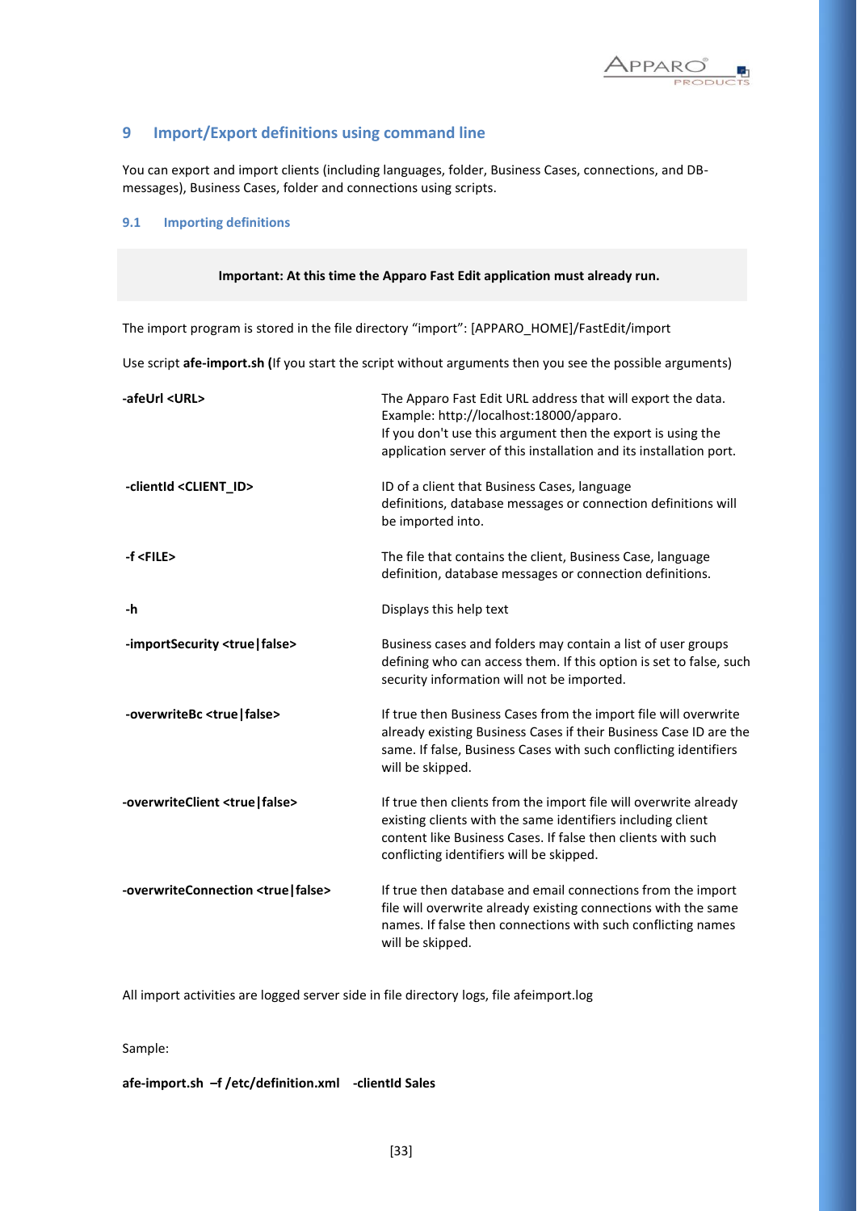## 9 Import/Export definitions using command line

You can export and import clients (including languages, folder, Business Cases, connections, and DB-messages), Business Cases, folder and connections using scripts.

### 9.1 Importing definitions

**Important: At this time the Apparo Fast Edit application must already run.**

The import program is stored in the file directory “import”: [APPARO_HOME]/FastEdit/import

Use script **afe-import.sh (**If you start the script without arguments then you see the possible arguments)

| | |
|---|---|
| **-afeUrl <URL>** | The Apparo Fast Edit URL address that will export the data. Example: http://localhost:18000/apparo. If you don't use this argument then the export is using the application server of this installation and its installation port. |
| **-clientId <CLIENT_ID>** | ID of a client that Business Cases, language definitions, database messages or connection definitions will be imported into. |
| **-f <FILE>** | The file that contains the client, Business Case, language definition, database messages or connection definitions. |
| **-h** | Displays this help text |
| **-importSecurity <true\|false>** | Business cases and folders may contain a list of user groups defining who can access them. If this option is set to false, such security information will not be imported. |
| **-overwriteBc <true\|false>** | If true then Business Cases from the import file will overwrite already existing Business Cases if their Business Case ID are the same. If false, Business Cases with such conflicting identifiers will be skipped. |
| **-overwriteClient <true\|false>** | If true then clients from the import file will overwrite already existing clients with the same identifiers including client content like Business Cases. If false then clients with such conflicting identifiers will be skipped. |
| **-overwriteConnection <true\|false>** | If true then database and email connections from the import file will overwrite already existing connections with the same names. If false then connections with such conflicting names will be skipped. |

All import activities are logged server side in file directory logs, file afeimport.log

Sample:

**afe-import.sh –f /etc/definition.xml -clientId Sales**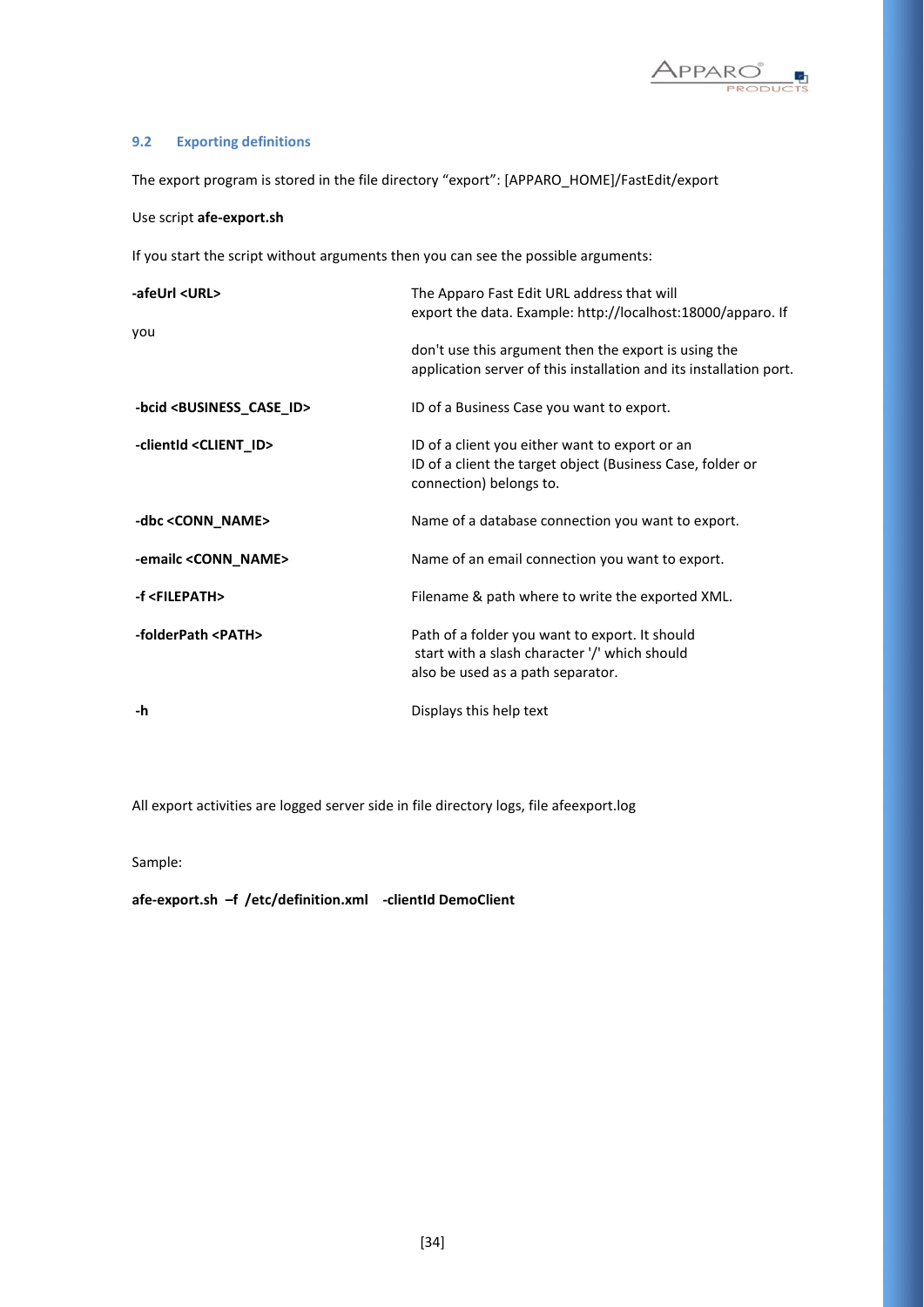## 9.2 Exporting definitions

The export program is stored in the file directory “export”: [APPARO_HOME]/FastEdit/export

Use script **afe-export.sh**

If you start the script without arguments then you can see the possible arguments:

| Argument | Description |
|---|---|
| **-afeUrl <URL>** | The Apparo Fast Edit URL address that will export the data. Example: http://localhost:18000/apparo. If you don't use this argument then the export is using the application server of this installation and its installation port. |
| **-bcid <BUSINESS_CASE_ID>** | ID of a Business Case you want to export. |
| **-clientId <CLIENT_ID>** | ID of a client you either want to export or an ID of a client the target object (Business Case, folder or connection) belongs to. |
| **-dbc <CONN_NAME>** | Name of a database connection you want to export. |
| **-emailc <CONN_NAME>** | Name of an email connection you want to export. |
| **-f <FILEPATH>** | Filename & path where to write the exported XML. |
| **-folderPath <PATH>** | Path of a folder you want to export. It should start with a slash character '/' which should also be used as a path separator. |
| **-h** | Displays this help text |

All export activities are logged server side in file directory logs, file afeexport.log

Sample:

**afe-export.sh –f /etc/definition.xml -clientId DemoClient**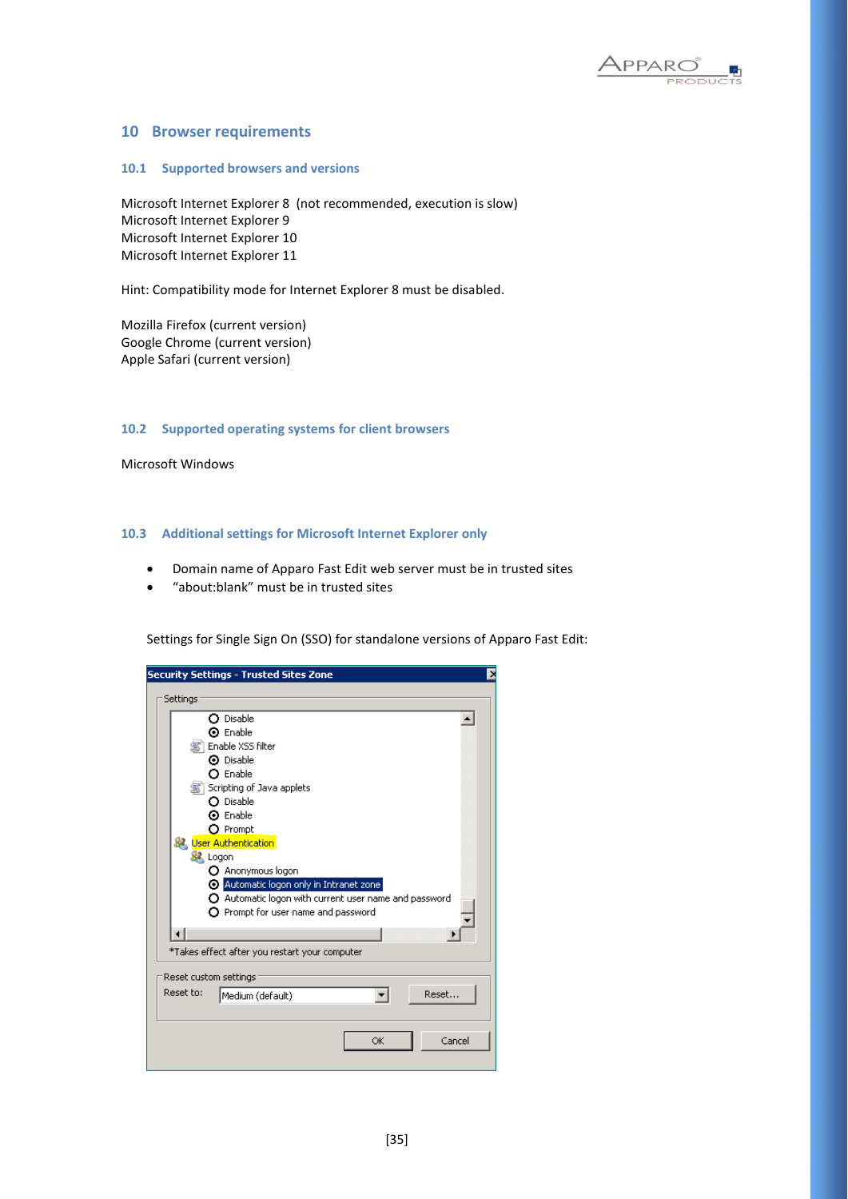# 10 Browser requirements

## 10.1 Supported browsers and versions

Microsoft Internet Explorer 8 (not recommended, execution is slow)
Microsoft Internet Explorer 9
Microsoft Internet Explorer 10
Microsoft Internet Explorer 11

Hint: Compatibility mode for Internet Explorer 8 must be disabled.

Mozilla Firefox (current version)
Google Chrome (current version)
Apple Safari (current version)

## 10.2 Supported operating systems for client browsers

Microsoft Windows

## 10.3 Additional settings for Microsoft Internet Explorer only

- Domain name of Apparo Fast Edit web server must be in trusted sites
- "about:blank" must be in trusted sites

Settings for Single Sign On (SSO) for standalone versions of Apparo Fast Edit: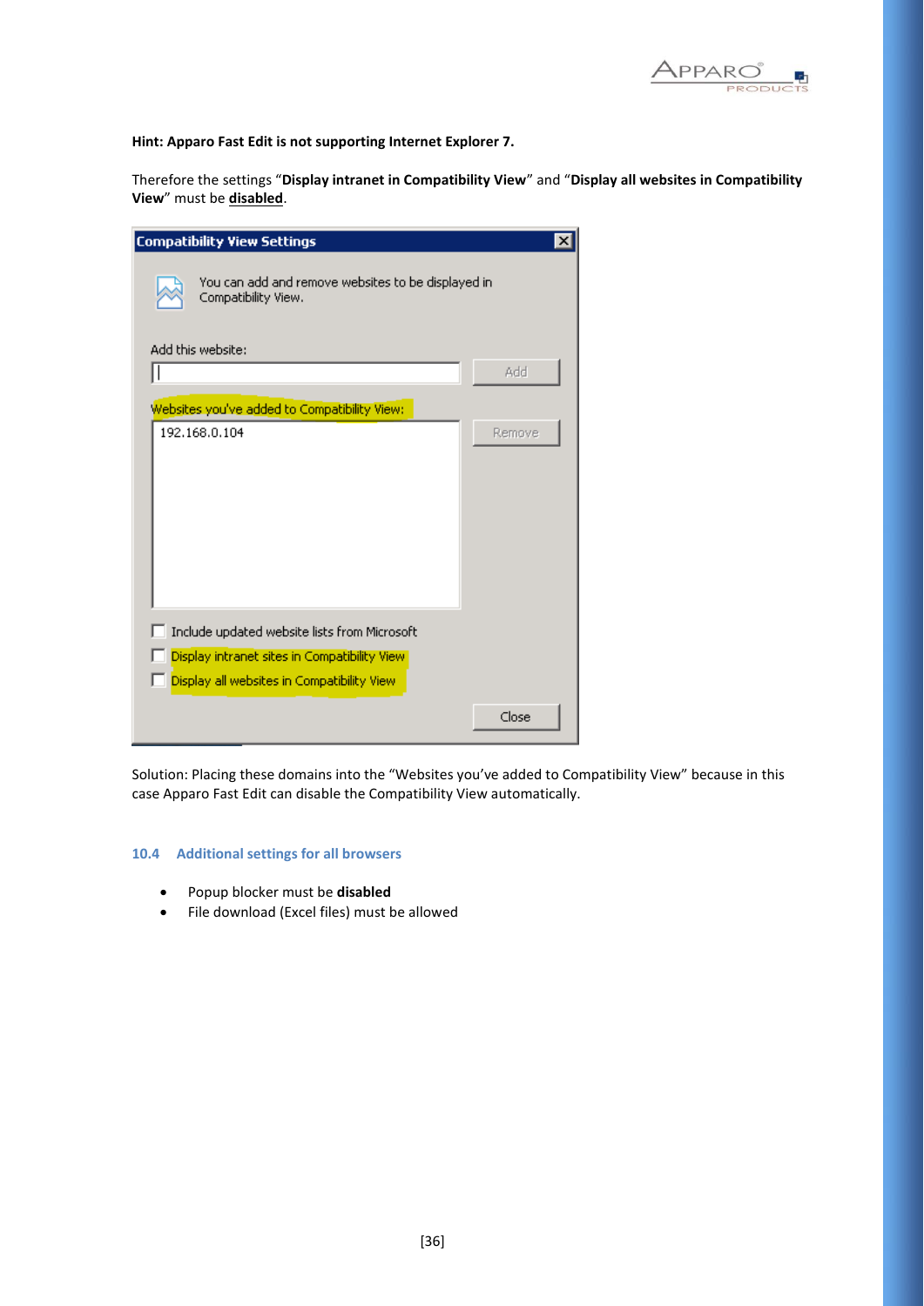**Hint: Apparo Fast Edit is not supporting Internet Explorer 7.**

Therefore the settings "**Display intranet in Compatibility View**" and "**Display all websites in Compatibility View**" must be **disabled**.

Solution: Placing these domains into the "Websites you've added to Compatibility View" because in this case Apparo Fast Edit can disable the Compatibility View automatically.

### 10.4 Additional settings for all browsers

- Popup blocker must be **disabled**
- File download (Excel files) must be allowed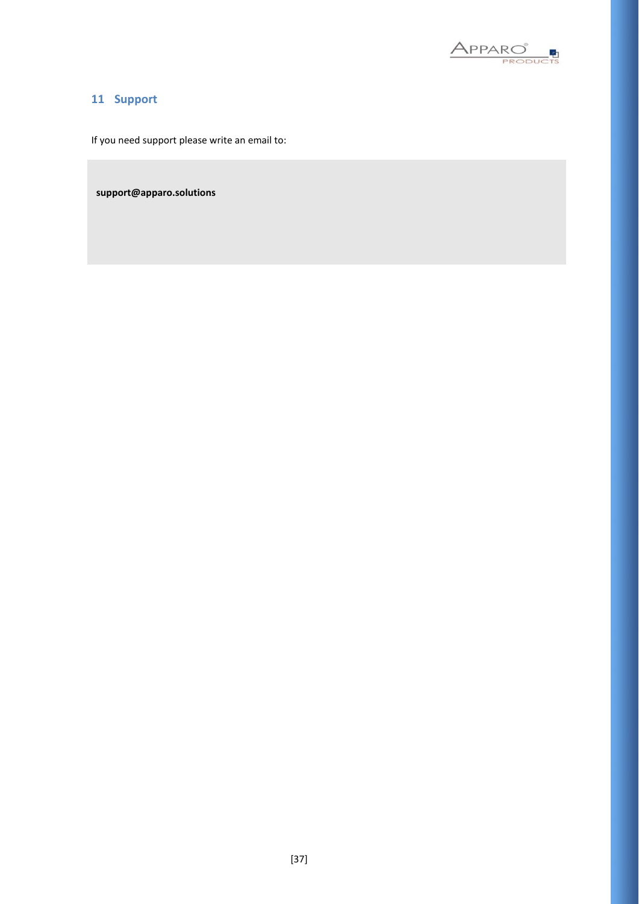# 11 Support

If you need support please write an email to:

**support@apparo.solutions**